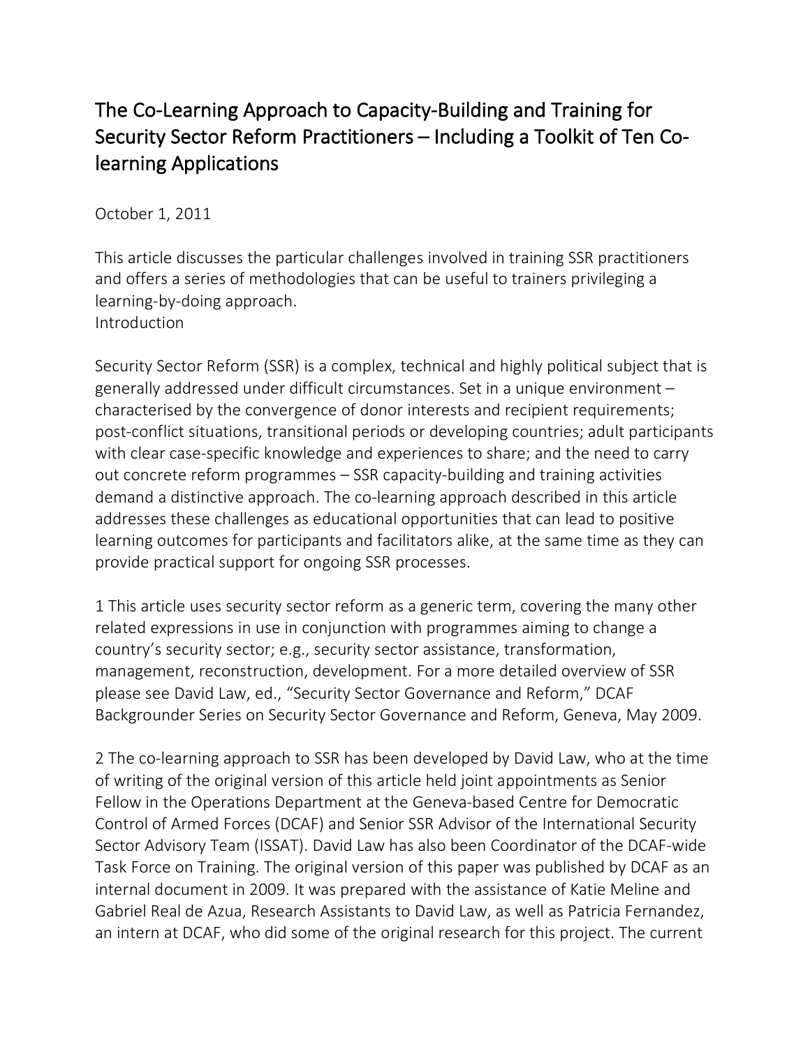# The Co-Learning Approach to Capacity-Building and Training for Security Sector Reform Practitioners – Including a Toolkit of Ten Co-learning Applications

October 1, 2011

This article discusses the particular challenges involved in training SSR practitioners and offers a series of methodologies that can be useful to trainers privileging a learning-by-doing approach.

## Introduction

Security Sector Reform (SSR) is a complex, technical and highly political subject that is generally addressed under difficult circumstances. Set in a unique environment – characterised by the convergence of donor interests and recipient requirements; post-conflict situations, transitional periods or developing countries; adult participants with clear case-specific knowledge and experiences to share; and the need to carry out concrete reform programmes – SSR capacity-building and training activities demand a distinctive approach. The co-learning approach described in this article addresses these challenges as educational opportunities that can lead to positive learning outcomes for participants and facilitators alike, at the same time as they can provide practical support for ongoing SSR processes.

1 This article uses security sector reform as a generic term, covering the many other related expressions in use in conjunction with programmes aiming to change a country's security sector; e.g., security sector assistance, transformation, management, reconstruction, development. For a more detailed overview of SSR please see David Law, ed., "Security Sector Governance and Reform," DCAF Backgrounder Series on Security Sector Governance and Reform, Geneva, May 2009.

2 The co-learning approach to SSR has been developed by David Law, who at the time of writing of the original version of this article held joint appointments as Senior Fellow in the Operations Department at the Geneva-based Centre for Democratic Control of Armed Forces (DCAF) and Senior SSR Advisor of the International Security Sector Advisory Team (ISSAT). David Law has also been Coordinator of the DCAF-wide Task Force on Training. The original version of this paper was published by DCAF as an internal document in 2009. It was prepared with the assistance of Katie Meline and Gabriel Real de Azua, Research Assistants to David Law, as well as Patricia Fernandez, an intern at DCAF, who did some of the original research for this project. The current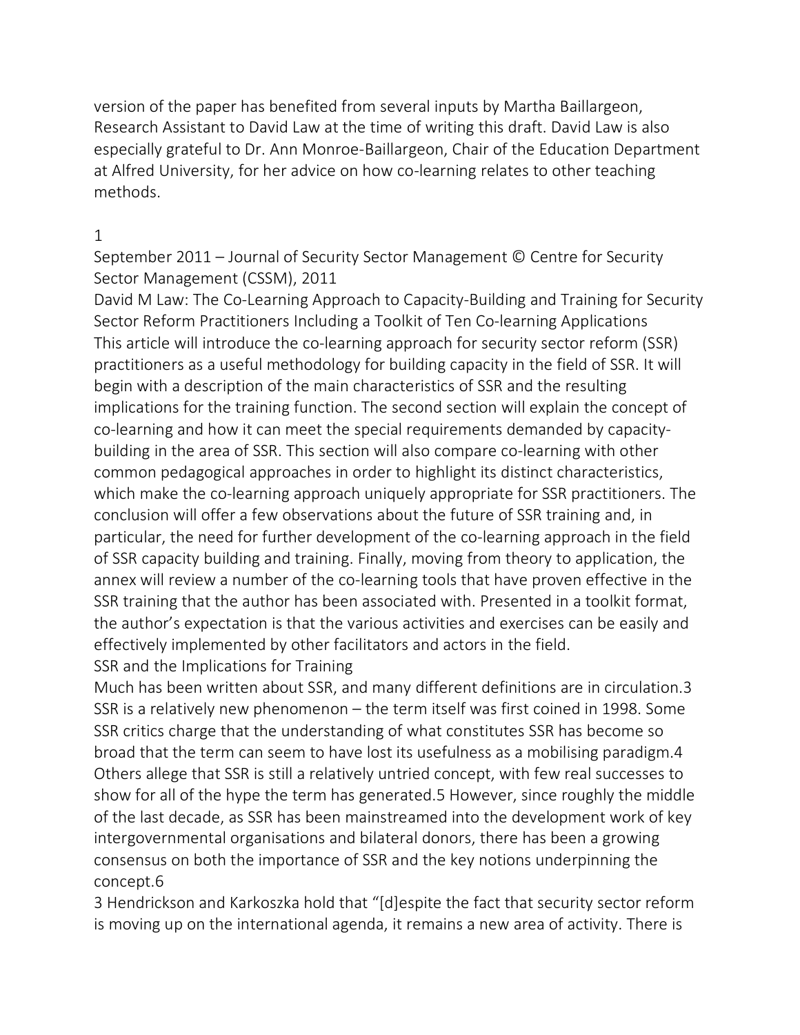version of the paper has benefited from several inputs by Martha Baillargeon, Research Assistant to David Law at the time of writing this draft. David Law is also especially grateful to Dr. Ann Monroe-Baillargeon, Chair of the Education Department at Alfred University, for her advice on how co-learning relates to other teaching methods.

September 2011 – Journal of Security Sector Management © Centre for Security Sector Management (CSSM), 2011

David M Law: The Co-Learning Approach to Capacity-Building and Training for Security Sector Reform Practitioners Including a Toolkit of Ten Co-learning Applications

This article will introduce the co-learning approach for security sector reform (SSR) practitioners as a useful methodology for building capacity in the field of SSR. It will begin with a description of the main characteristics of SSR and the resulting implications for the training function. The second section will explain the concept of co-learning and how it can meet the special requirements demanded by capacity-building in the area of SSR. This section will also compare co-learning with other common pedagogical approaches in order to highlight its distinct characteristics, which make the co-learning approach uniquely appropriate for SSR practitioners. The conclusion will offer a few observations about the future of SSR training and, in particular, the need for further development of the co-learning approach in the field of SSR capacity building and training. Finally, moving from theory to application, the annex will review a number of the co-learning tools that have proven effective in the SSR training that the author has been associated with. Presented in a toolkit format, the author's expectation is that the various activities and exercises can be easily and effectively implemented by other facilitators and actors in the field.

## SSR and the Implications for Training

Much has been written about SSR, and many different definitions are in circulation.[3] SSR is a relatively new phenomenon – the term itself was first coined in 1998. Some SSR critics charge that the understanding of what constitutes SSR has become so broad that the term can seem to have lost its usefulness as a mobilising paradigm.[4] Others allege that SSR is still a relatively untried concept, with few real successes to show for all of the hype the term has generated.[5] However, since roughly the middle of the last decade, as SSR has been mainstreamed into the development work of key intergovernmental organisations and bilateral donors, there has been a growing consensus on both the importance of SSR and the key notions underpinning the concept.[6]

[3] Hendrickson and Karkoszka hold that "[d]espite the fact that security sector reform is moving up on the international agenda, it remains a new area of activity. There is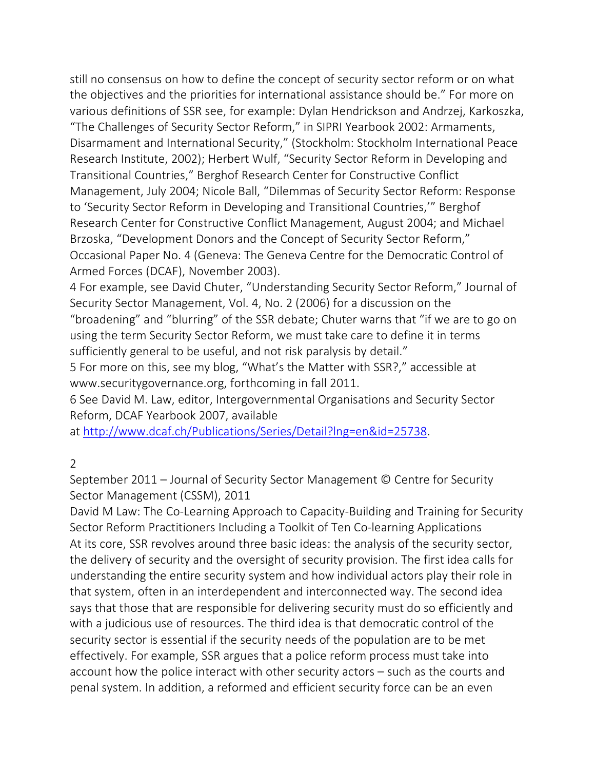still no consensus on how to define the concept of security sector reform or on what the objectives and the priorities for international assistance should be." For more on various definitions of SSR see, for example: Dylan Hendrickson and Andrzej, Karkoszka, "The Challenges of Security Sector Reform," in SIPRI Yearbook 2002: Armaments, Disarmament and International Security," (Stockholm: Stockholm International Peace Research Institute, 2002); Herbert Wulf, "Security Sector Reform in Developing and Transitional Countries," Berghof Research Center for Constructive Conflict Management, July 2004; Nicole Ball, "Dilemmas of Security Sector Reform: Response to 'Security Sector Reform in Developing and Transitional Countries,'" Berghof Research Center for Constructive Conflict Management, August 2004; and Michael Brzoska, "Development Donors and the Concept of Security Sector Reform," Occasional Paper No. 4 (Geneva: The Geneva Centre for the Democratic Control of Armed Forces (DCAF), November 2003).

4 For example, see David Chuter, "Understanding Security Sector Reform," Journal of Security Sector Management, Vol. 4, No. 2 (2006) for a discussion on the "broadening" and "blurring" of the SSR debate; Chuter warns that "if we are to go on using the term Security Sector Reform, we must take care to define it in terms sufficiently general to be useful, and not risk paralysis by detail."

5 For more on this, see my blog, "What's the Matter with SSR?," accessible at www.securitygovernance.org, forthcoming in fall 2011.

6 See David M. Law, editor, Intergovernmental Organisations and Security Sector Reform, DCAF Yearbook 2007, available at http://www.dcaf.ch/Publications/Series/Detail?lng=en&id=25738.

At its core, SSR revolves around three basic ideas: the analysis of the security sector, the delivery of security and the oversight of security provision. The first idea calls for understanding the entire security system and how individual actors play their role in that system, often in an interdependent and interconnected way. The second idea says that those that are responsible for delivering security must do so efficiently and with a judicious use of resources. The third idea is that democratic control of the security sector is essential if the security needs of the population are to be met effectively. For example, SSR argues that a police reform process must take into account how the police interact with other security actors – such as the courts and penal system. In addition, a reformed and efficient security force can be an even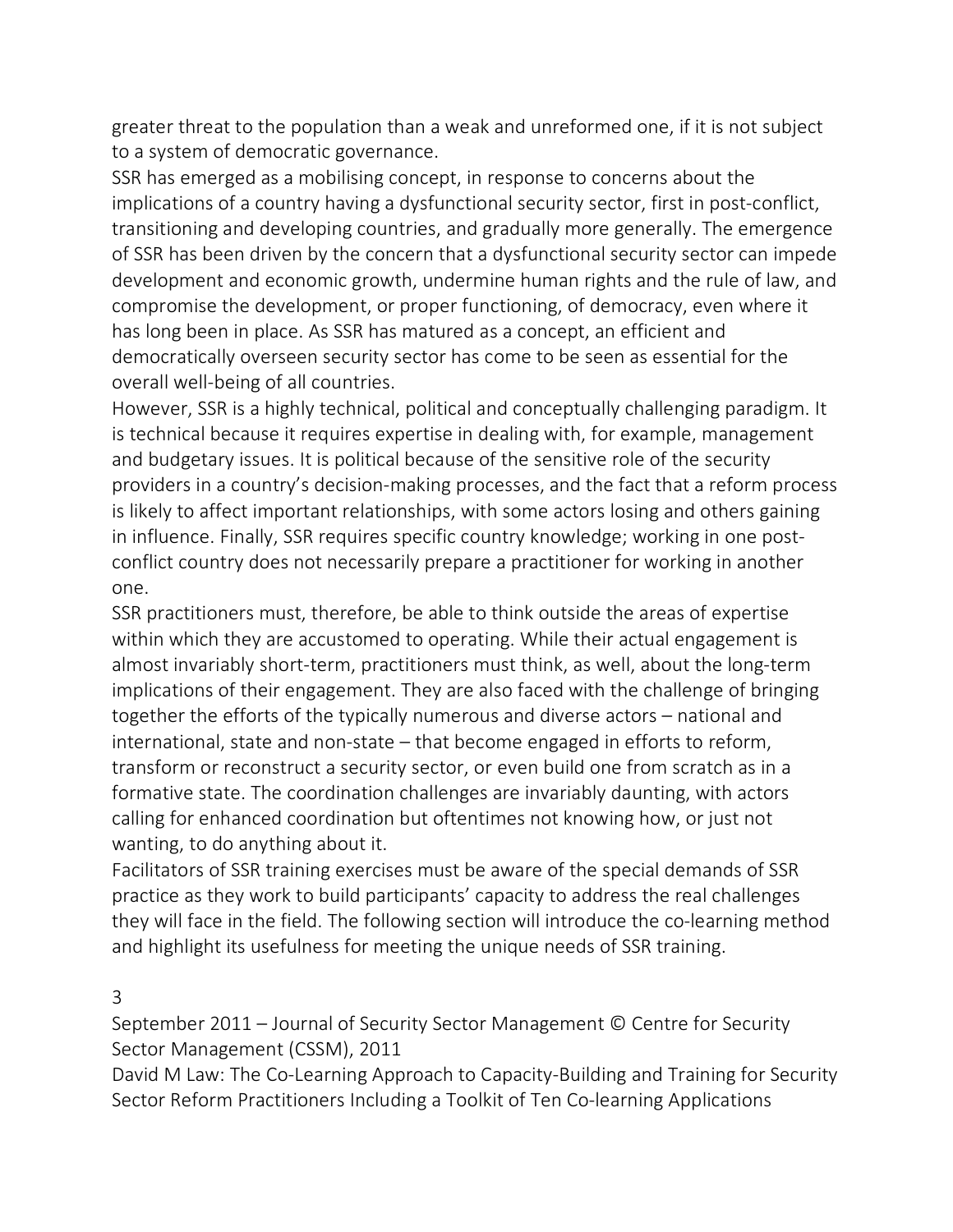greater threat to the population than a weak and unreformed one, if it is not subject to a system of democratic governance.

SSR has emerged as a mobilising concept, in response to concerns about the implications of a country having a dysfunctional security sector, first in post-conflict, transitioning and developing countries, and gradually more generally. The emergence of SSR has been driven by the concern that a dysfunctional security sector can impede development and economic growth, undermine human rights and the rule of law, and compromise the development, or proper functioning, of democracy, even where it has long been in place. As SSR has matured as a concept, an efficient and democratically overseen security sector has come to be seen as essential for the overall well-being of all countries.

However, SSR is a highly technical, political and conceptually challenging paradigm. It is technical because it requires expertise in dealing with, for example, management and budgetary issues. It is political because of the sensitive role of the security providers in a country's decision-making processes, and the fact that a reform process is likely to affect important relationships, with some actors losing and others gaining in influence. Finally, SSR requires specific country knowledge; working in one post-conflict country does not necessarily prepare a practitioner for working in another one.

SSR practitioners must, therefore, be able to think outside the areas of expertise within which they are accustomed to operating. While their actual engagement is almost invariably short-term, practitioners must think, as well, about the long-term implications of their engagement. They are also faced with the challenge of bringing together the efforts of the typically numerous and diverse actors – national and international, state and non-state – that become engaged in efforts to reform, transform or reconstruct a security sector, or even build one from scratch as in a formative state. The coordination challenges are invariably daunting, with actors calling for enhanced coordination but oftentimes not knowing how, or just not wanting, to do anything about it.

Facilitators of SSR training exercises must be aware of the special demands of SSR practice as they work to build participants' capacity to address the real challenges they will face in the field. The following section will introduce the co-learning method and highlight its usefulness for meeting the unique needs of SSR training.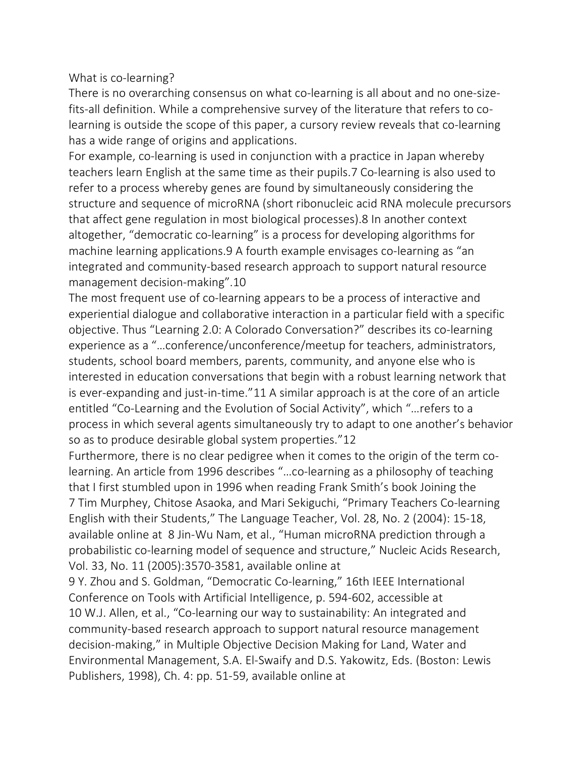## What is co-learning?

There is no overarching consensus on what co-learning is all about and no one-size-fits-all definition. While a comprehensive survey of the literature that refers to co-learning is outside the scope of this paper, a cursory review reveals that co-learning has a wide range of origins and applications.

For example, co-learning is used in conjunction with a practice in Japan whereby teachers learn English at the same time as their pupils.[7] Co-learning is also used to refer to a process whereby genes are found by simultaneously considering the structure and sequence of microRNA (short ribonucleic acid RNA molecule precursors that affect gene regulation in most biological processes).[8] In another context altogether, "democratic co-learning" is a process for developing algorithms for machine learning applications.[9] A fourth example envisages co-learning as "an integrated and community-based research approach to support natural resource management decision-making".[10]

The most frequent use of co-learning appears to be a process of interactive and experiential dialogue and collaborative interaction in a particular field with a specific objective. Thus "Learning 2.0: A Colorado Conversation?" describes its co-learning experience as a "…conference/unconference/meetup for teachers, administrators, students, school board members, parents, community, and anyone else who is interested in education conversations that begin with a robust learning network that is ever-expanding and just-in-time."[11] A similar approach is at the core of an article entitled "Co-Learning and the Evolution of Social Activity", which "…refers to a process in which several agents simultaneously try to adapt to one another's behavior so as to produce desirable global system properties."[12]

Furthermore, there is no clear pedigree when it comes to the origin of the term co-learning. An article from 1996 describes "…co-learning as a philosophy of teaching that I first stumbled upon in 1996 when reading Frank Smith's book Joining the

[7] Tim Murphey, Chitose Asaoka, and Mari Sekiguchi, "Primary Teachers Co-learning English with their Students," The Language Teacher, Vol. 28, No. 2 (2004): 15-18, available online at

[8] Jin-Wu Nam, et al., "Human microRNA prediction through a probabilistic co-learning model of sequence and structure," Nucleic Acids Research, Vol. 33, No. 11 (2005):3570-3581, available online at

[9] Y. Zhou and S. Goldman, "Democratic Co-learning," 16th IEEE International Conference on Tools with Artificial Intelligence, p. 594-602, accessible at

[10] W.J. Allen, et al., "Co-learning our way to sustainability: An integrated and community-based research approach to support natural resource management decision-making," in Multiple Objective Decision Making for Land, Water and Environmental Management, S.A. El-Swaify and D.S. Yakowitz, Eds. (Boston: Lewis Publishers, 1998), Ch. 4: pp. 51-59, available online at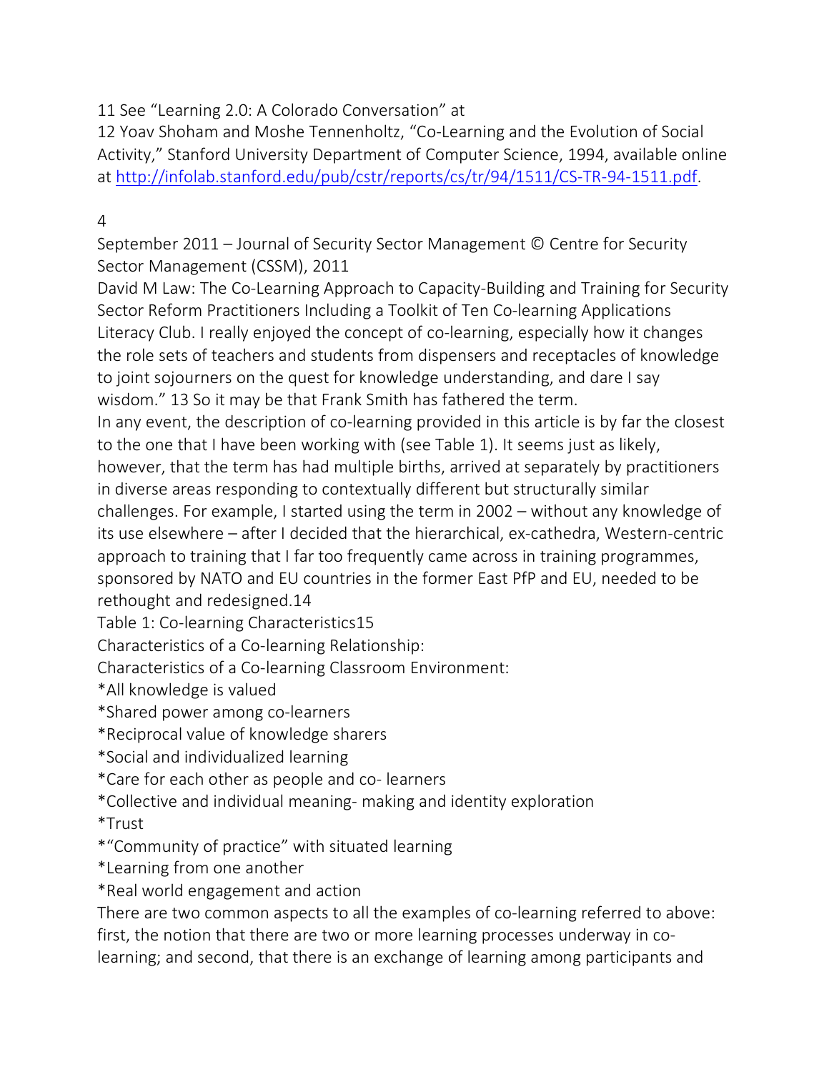11 See “Learning 2.0: A Colorado Conversation” at

12 Yoav Shoham and Moshe Tennenholtz, “Co-Learning and the Evolution of Social Activity,” Stanford University Department of Computer Science, 1994, available online at http://infolab.stanford.edu/pub/cstr/reports/cs/tr/94/1511/CS-TR-94-1511.pdf.

Literacy Club. I really enjoyed the concept of co-learning, especially how it changes the role sets of teachers and students from dispensers and receptacles of knowledge to joint sojourners on the quest for knowledge understanding, and dare I say wisdom.” 13 So it may be that Frank Smith has fathered the term.

In any event, the description of co-learning provided in this article is by far the closest to the one that I have been working with (see Table 1). It seems just as likely, however, that the term has had multiple births, arrived at separately by practitioners in diverse areas responding to contextually different but structurally similar challenges. For example, I started using the term in 2002 – without any knowledge of its use elsewhere – after I decided that the hierarchical, ex-cathedra, Western-centric approach to training that I far too frequently came across in training programmes, sponsored by NATO and EU countries in the former East PfP and EU, needed to be rethought and redesigned.14

Table 1: Co-learning Characteristics15

Characteristics of a Co-learning Relationship:

Characteristics of a Co-learning Classroom Environment:

*All knowledge is valued

*Shared power among co-learners

*Reciprocal value of knowledge sharers

*Social and individualized learning

*Care for each other as people and co- learners

*Collective and individual meaning- making and identity exploration

*Trust

*“Community of practice” with situated learning

*Learning from one another

*Real world engagement and action

There are two common aspects to all the examples of co-learning referred to above: first, the notion that there are two or more learning processes underway in co-learning; and second, that there is an exchange of learning among participants and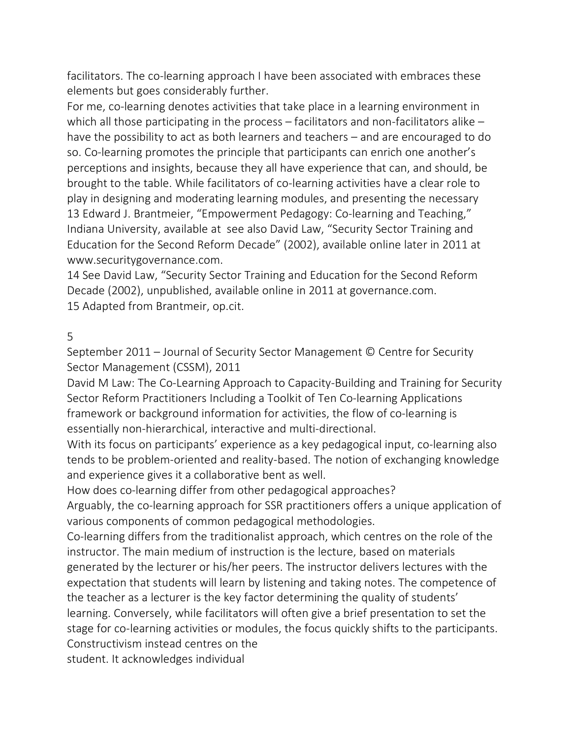facilitators. The co-learning approach I have been associated with embraces these elements but goes considerably further.

For me, co-learning denotes activities that take place in a learning environment in which all those participating in the process – facilitators and non-facilitators alike – have the possibility to act as both learners and teachers – and are encouraged to do so. Co-learning promotes the principle that participants can enrich one another's perceptions and insights, because they all have experience that can, and should, be brought to the table. While facilitators of co-learning activities have a clear role to play in designing and moderating learning modules, and presenting the necessary framework or background information for activities, the flow of co-learning is essentially non-hierarchical, interactive and multi-directional.

13 Edward J. Brantmeier, "Empowerment Pedagogy: Co-learning and Teaching," Indiana University, available at see also David Law, "Security Sector Training and Education for the Second Reform Decade" (2002), available online later in 2011 at www.securitygovernance.com.

14 See David Law, "Security Sector Training and Education for the Second Reform Decade (2002), unpublished, available online in 2011 at governance.com.

15 Adapted from Brantmeir, op.cit.

With its focus on participants' experience as a key pedagogical input, co-learning also tends to be problem-oriented and reality-based. The notion of exchanging knowledge and experience gives it a collaborative bent as well.

## How does co-learning differ from other pedagogical approaches?

Arguably, the co-learning approach for SSR practitioners offers a unique application of various components of common pedagogical methodologies.

Co-learning differs from the traditionalist approach, which centres on the role of the instructor. The main medium of instruction is the lecture, based on materials generated by the lecturer or his/her peers. The instructor delivers lectures with the expectation that students will learn by listening and taking notes. The competence of the teacher as a lecturer is the key factor determining the quality of students' learning. Conversely, while facilitators will often give a brief presentation to set the stage for co-learning activities or modules, the focus quickly shifts to the participants.

Constructivism instead centres on the student. It acknowledges individual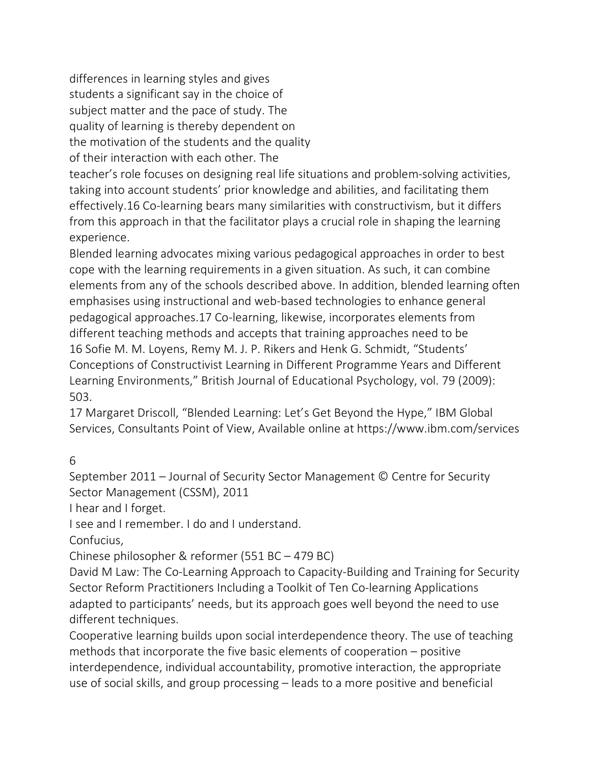differences in learning styles and gives students a significant say in the choice of subject matter and the pace of study. The quality of learning is thereby dependent on the motivation of the students and the quality of their interaction with each other. The teacher's role focuses on designing real life situations and problem-solving activities, taking into account students' prior knowledge and abilities, and facilitating them effectively.[16] Co-learning bears many similarities with constructivism, but it differs from this approach in that the facilitator plays a crucial role in shaping the learning experience.

Blended learning advocates mixing various pedagogical approaches in order to best cope with the learning requirements in a given situation. As such, it can combine elements from any of the schools described above. In addition, blended learning often emphasises using instructional and web-based technologies to enhance general pedagogical approaches.[17] Co-learning, likewise, incorporates elements from different teaching methods and accepts that training approaches need to be adapted to participants' needs, but its approach goes well beyond the need to use different techniques.

> I hear and I forget.
> I see and I remember. I do and I understand.
>
> Confucius,
> Chinese philosopher & reformer (551 BC – 479 BC)

Cooperative learning builds upon social interdependence theory. The use of teaching methods that incorporate the five basic elements of cooperation – positive interdependence, individual accountability, promotive interaction, the appropriate use of social skills, and group processing – leads to a more positive and beneficial

16 Sofie M. M. Loyens, Remy M. J. P. Rikers and Henk G. Schmidt, "Students' Conceptions of Constructivist Learning in Different Programme Years and Different Learning Environments," British Journal of Educational Psychology, vol. 79 (2009): 503.

17 Margaret Driscoll, "Blended Learning: Let's Get Beyond the Hype," IBM Global Services, Consultants Point of View, Available online at https://www.ibm.com/services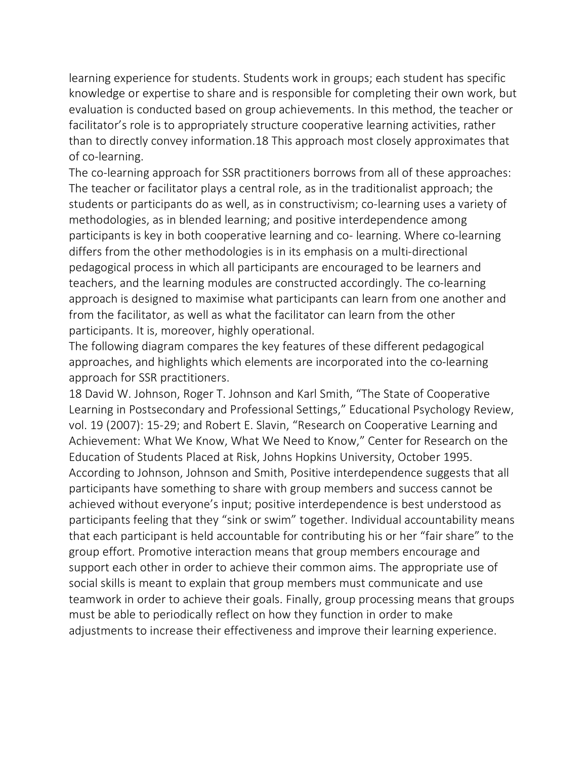learning experience for students. Students work in groups; each student has specific knowledge or expertise to share and is responsible for completing their own work, but evaluation is conducted based on group achievements. In this method, the teacher or facilitator's role is to appropriately structure cooperative learning activities, rather than to directly convey information.[18] This approach most closely approximates that of co-learning.

The co-learning approach for SSR practitioners borrows from all of these approaches: The teacher or facilitator plays a central role, as in the traditionalist approach; the students or participants do as well, as in constructivism; co-learning uses a variety of methodologies, as in blended learning; and positive interdependence among participants is key in both cooperative learning and co- learning. Where co-learning differs from the other methodologies is in its emphasis on a multi-directional pedagogical process in which all participants are encouraged to be learners and teachers, and the learning modules are constructed accordingly. The co-learning approach is designed to maximise what participants can learn from one another and from the facilitator, as well as what the facilitator can learn from the other participants. It is, moreover, highly operational.

The following diagram compares the key features of these different pedagogical approaches, and highlights which elements are incorporated into the co-learning approach for SSR practitioners.

18 David W. Johnson, Roger T. Johnson and Karl Smith, "The State of Cooperative Learning in Postsecondary and Professional Settings," Educational Psychology Review, vol. 19 (2007): 15-29; and Robert E. Slavin, "Research on Cooperative Learning and Achievement: What We Know, What We Need to Know," Center for Research on the Education of Students Placed at Risk, Johns Hopkins University, October 1995. According to Johnson, Johnson and Smith, Positive interdependence suggests that all participants have something to share with group members and success cannot be achieved without everyone's input; positive interdependence is best understood as participants feeling that they "sink or swim" together. Individual accountability means that each participant is held accountable for contributing his or her "fair share" to the group effort. Promotive interaction means that group members encourage and support each other in order to achieve their common aims. The appropriate use of social skills is meant to explain that group members must communicate and use teamwork in order to achieve their goals. Finally, group processing means that groups must be able to periodically reflect on how they function in order to make adjustments to increase their effectiveness and improve their learning experience.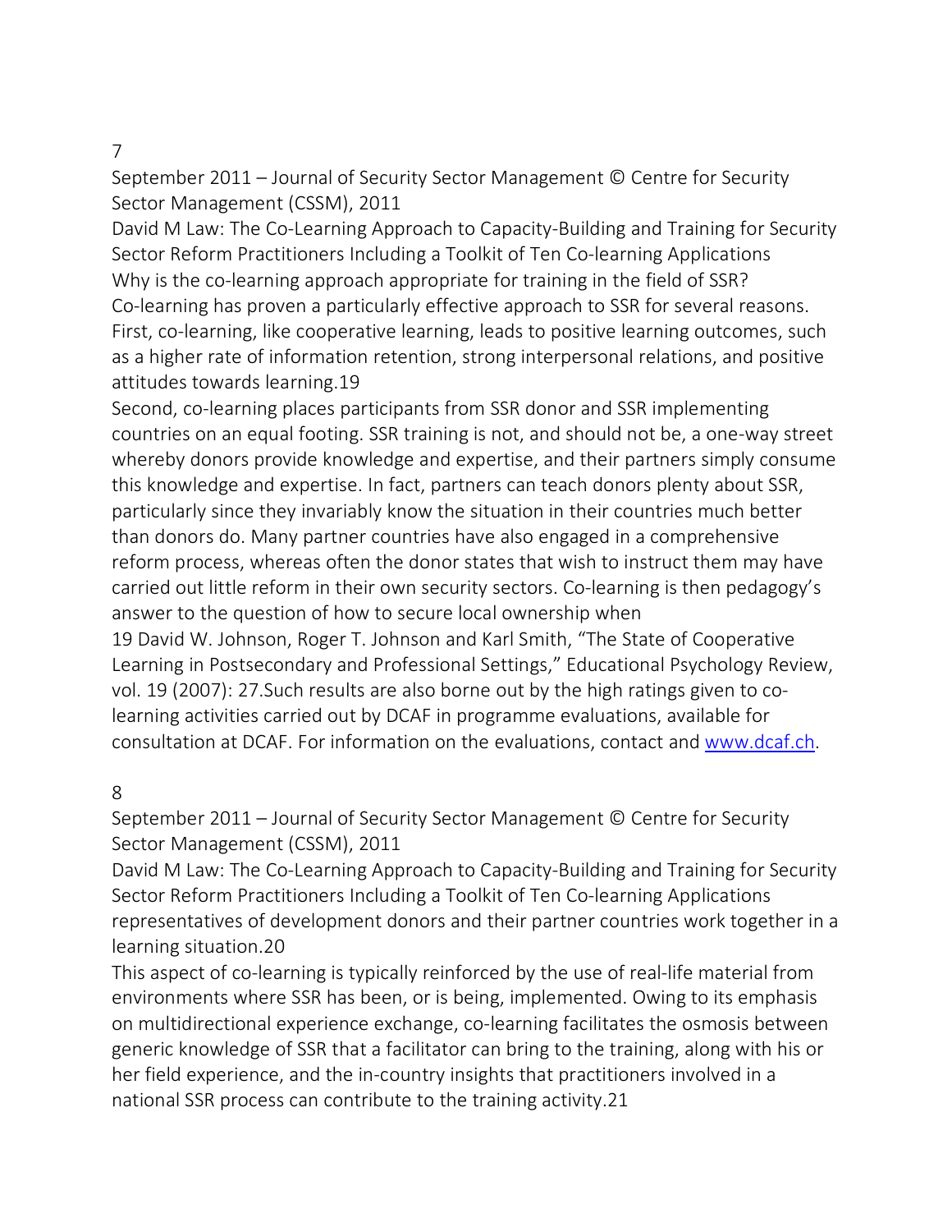Why is the co-learning approach appropriate for training in the field of SSR?

Co-learning has proven a particularly effective approach to SSR for several reasons. First, co-learning, like cooperative learning, leads to positive learning outcomes, such as a higher rate of information retention, strong interpersonal relations, and positive attitudes towards learning.[19]

Second, co-learning places participants from SSR donor and SSR implementing countries on an equal footing. SSR training is not, and should not be, a one-way street whereby donors provide knowledge and expertise, and their partners simply consume this knowledge and expertise. In fact, partners can teach donors plenty about SSR, particularly since they invariably know the situation in their countries much better than donors do. Many partner countries have also engaged in a comprehensive reform process, whereas often the donor states that wish to instruct them may have carried out little reform in their own security sectors. Co-learning is then pedagogy's answer to the question of how to secure local ownership when representatives of development donors and their partner countries work together in a learning situation.[20]

This aspect of co-learning is typically reinforced by the use of real-life material from environments where SSR has been, or is being, implemented. Owing to its emphasis on multidirectional experience exchange, co-learning facilitates the osmosis between generic knowledge of SSR that a facilitator can bring to the training, along with his or her field experience, and the in-country insights that practitioners involved in a national SSR process can contribute to the training activity.[21]

19 David W. Johnson, Roger T. Johnson and Karl Smith, "The State of Cooperative Learning in Postsecondary and Professional Settings," Educational Psychology Review, vol. 19 (2007): 27.Such results are also borne out by the high ratings given to co-learning activities carried out by DCAF in programme evaluations, available for consultation at DCAF. For information on the evaluations, contact and www.dcaf.ch.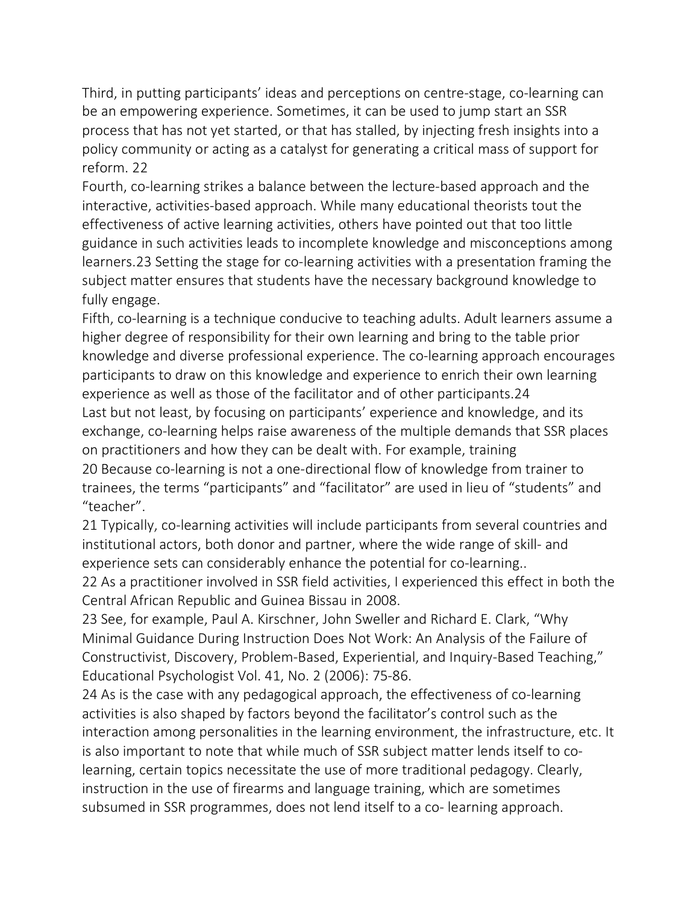Third, in putting participants' ideas and perceptions on centre-stage, co-learning can be an empowering experience. Sometimes, it can be used to jump start an SSR process that has not yet started, or that has stalled, by injecting fresh insights into a policy community or acting as a catalyst for generating a critical mass of support for reform. [22]

Fourth, co-learning strikes a balance between the lecture-based approach and the interactive, activities-based approach. While many educational theorists tout the effectiveness of active learning activities, others have pointed out that too little guidance in such activities leads to incomplete knowledge and misconceptions among learners.[23] Setting the stage for co-learning activities with a presentation framing the subject matter ensures that students have the necessary background knowledge to fully engage.

Fifth, co-learning is a technique conducive to teaching adults. Adult learners assume a higher degree of responsibility for their own learning and bring to the table prior knowledge and diverse professional experience. The co-learning approach encourages participants to draw on this knowledge and experience to enrich their own learning experience as well as those of the facilitator and of other participants.[24]

Last but not least, by focusing on participants' experience and knowledge, and its exchange, co-learning helps raise awareness of the multiple demands that SSR places on practitioners and how they can be dealt with. For example, training

20 Because co-learning is not a one-directional flow of knowledge from trainer to trainees, the terms "participants" and "facilitator" are used in lieu of "students" and "teacher".

21 Typically, co-learning activities will include participants from several countries and institutional actors, both donor and partner, where the wide range of skill- and experience sets can considerably enhance the potential for co-learning..

22 As a practitioner involved in SSR field activities, I experienced this effect in both the Central African Republic and Guinea Bissau in 2008.

23 See, for example, Paul A. Kirschner, John Sweller and Richard E. Clark, "Why Minimal Guidance During Instruction Does Not Work: An Analysis of the Failure of Constructivist, Discovery, Problem-Based, Experiential, and Inquiry-Based Teaching," Educational Psychologist Vol. 41, No. 2 (2006): 75-86.

24 As is the case with any pedagogical approach, the effectiveness of co-learning activities is also shaped by factors beyond the facilitator's control such as the interaction among personalities in the learning environment, the infrastructure, etc. It is also important to note that while much of SSR subject matter lends itself to co-learning, certain topics necessitate the use of more traditional pedagogy. Clearly, instruction in the use of firearms and language training, which are sometimes subsumed in SSR programmes, does not lend itself to a co- learning approach.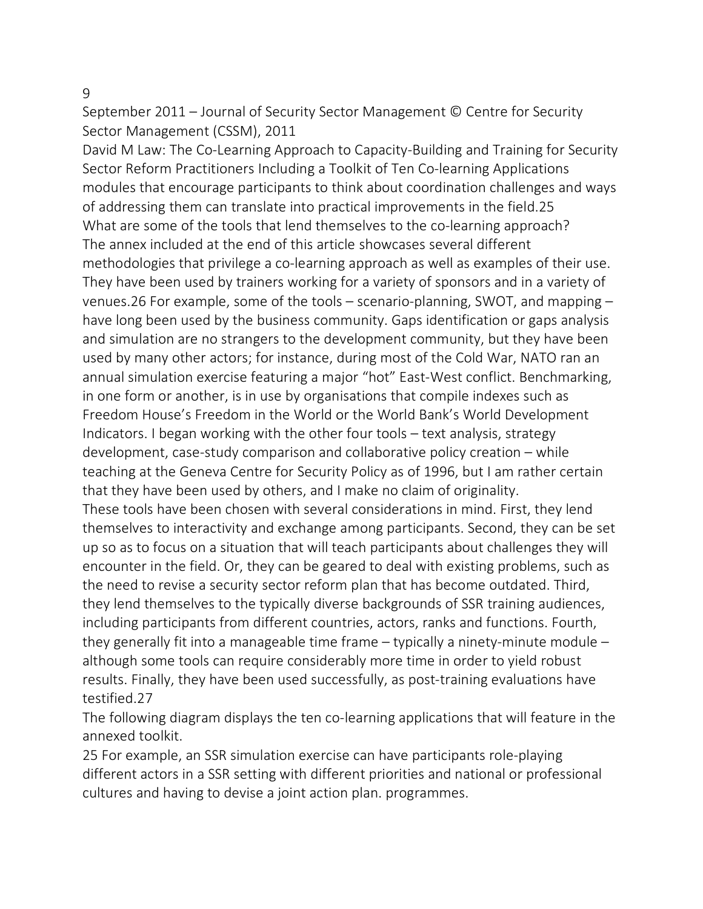modules that encourage participants to think about coordination challenges and ways of addressing them can translate into practical improvements in the field.[25]

What are some of the tools that lend themselves to the co-learning approach?

The annex included at the end of this article showcases several different methodologies that privilege a co-learning approach as well as examples of their use. They have been used by trainers working for a variety of sponsors and in a variety of venues.[26] For example, some of the tools – scenario-planning, SWOT, and mapping – have long been used by the business community. Gaps identification or gaps analysis and simulation are no strangers to the development community, but they have been used by many other actors; for instance, during most of the Cold War, NATO ran an annual simulation exercise featuring a major "hot" East-West conflict. Benchmarking, in one form or another, is in use by organisations that compile indexes such as Freedom House's Freedom in the World or the World Bank's World Development Indicators. I began working with the other four tools – text analysis, strategy development, case-study comparison and collaborative policy creation – while teaching at the Geneva Centre for Security Policy as of 1996, but I am rather certain that they have been used by others, and I make no claim of originality.

These tools have been chosen with several considerations in mind. First, they lend themselves to interactivity and exchange among participants. Second, they can be set up so as to focus on a situation that will teach participants about challenges they will encounter in the field. Or, they can be geared to deal with existing problems, such as the need to revise a security sector reform plan that has become outdated. Third, they lend themselves to the typically diverse backgrounds of SSR training audiences, including participants from different countries, actors, ranks and functions. Fourth, they generally fit into a manageable time frame – typically a ninety-minute module – although some tools can require considerably more time in order to yield robust results. Finally, they have been used successfully, as post-training evaluations have testified.[27]

The following diagram displays the ten co-learning applications that will feature in the annexed toolkit.

[25] For example, an SSR simulation exercise can have participants role-playing different actors in a SSR setting with different priorities and national or professional cultures and having to devise a joint action plan. programmes.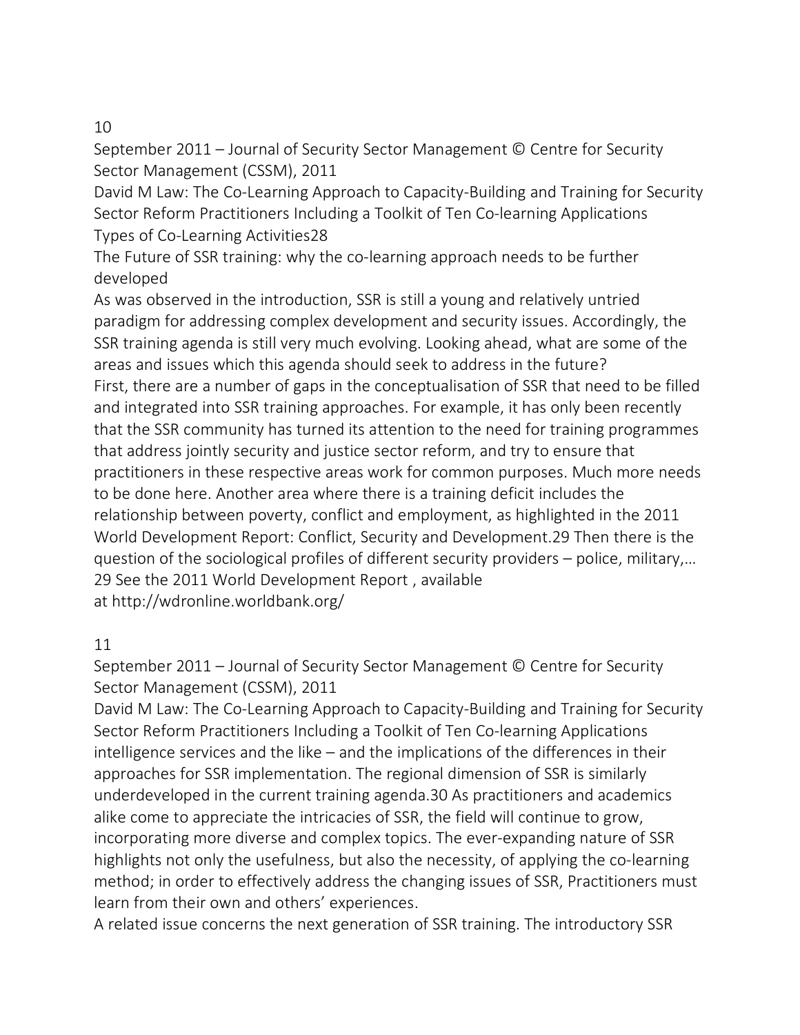Types of Co-Learning Activities[28]

## The Future of SSR training: why the co-learning approach needs to be further developed

As was observed in the introduction, SSR is still a young and relatively untried paradigm for addressing complex development and security issues. Accordingly, the SSR training agenda is still very much evolving. Looking ahead, what are some of the areas and issues which this agenda should seek to address in the future?

First, there are a number of gaps in the conceptualisation of SSR that need to be filled and integrated into SSR training approaches. For example, it has only been recently that the SSR community has turned its attention to the need for training programmes that address jointly security and justice sector reform, and try to ensure that practitioners in these respective areas work for common purposes. Much more needs to be done here. Another area where there is a training deficit includes the relationship between poverty, conflict and employment, as highlighted in the 2011 World Development Report: Conflict, Security and Development.[29] Then there is the question of the sociological profiles of different security providers – police, military, intelligence services and the like – and the implications of the differences in their approaches for SSR implementation. The regional dimension of SSR is similarly underdeveloped in the current training agenda.[30] As practitioners and academics alike come to appreciate the intricacies of SSR, the field will continue to grow, incorporating more diverse and complex topics. The ever-expanding nature of SSR highlights not only the usefulness, but also the necessity, of applying the co-learning method; in order to effectively address the changing issues of SSR, Practitioners must learn from their own and others' experiences.

A related issue concerns the next generation of SSR training. The introductory SSR

[29] See the 2011 World Development Report , available at http://wdronline.worldbank.org/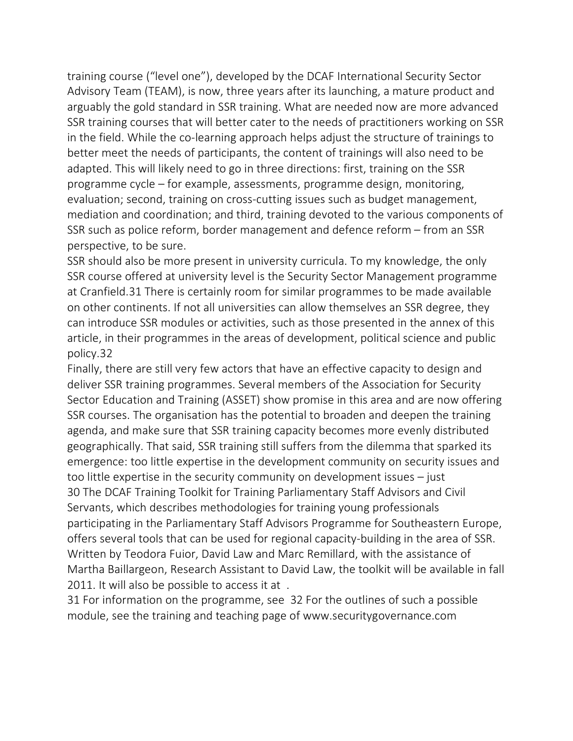training course ("level one"), developed by the DCAF International Security Sector Advisory Team (TEAM), is now, three years after its launching, a mature product and arguably the gold standard in SSR training. What are needed now are more advanced SSR training courses that will better cater to the needs of practitioners working on SSR in the field. While the co-learning approach helps adjust the structure of trainings to better meet the needs of participants, the content of trainings will also need to be adapted. This will likely need to go in three directions: first, training on the SSR programme cycle – for example, assessments, programme design, monitoring, evaluation; second, training on cross-cutting issues such as budget management, mediation and coordination; and third, training devoted to the various components of SSR such as police reform, border management and defence reform – from an SSR perspective, to be sure.

SSR should also be more present in university curricula. To my knowledge, the only SSR course offered at university level is the Security Sector Management programme at Cranfield.[31] There is certainly room for similar programmes to be made available on other continents. If not all universities can allow themselves an SSR degree, they can introduce SSR modules or activities, such as those presented in the annex of this article, in their programmes in the areas of development, political science and public policy.[32]

Finally, there are still very few actors that have an effective capacity to design and deliver SSR training programmes. Several members of the Association for Security Sector Education and Training (ASSET) show promise in this area and are now offering SSR courses. The organisation has the potential to broaden and deepen the training agenda, and make sure that SSR training capacity becomes more evenly distributed geographically. That said, SSR training still suffers from the dilemma that sparked its emergence: too little expertise in the development community on security issues and too little expertise in the security community on development issues – just

30 The DCAF Training Toolkit for Training Parliamentary Staff Advisors and Civil Servants, which describes methodologies for training young professionals participating in the Parliamentary Staff Advisors Programme for Southeastern Europe, offers several tools that can be used for regional capacity-building in the area of SSR. Written by Teodora Fuior, David Law and Marc Remillard, with the assistance of Martha Baillargeon, Research Assistant to David Law, the toolkit will be available in fall 2011. It will also be possible to access it at .

31 For information on the programme, see

32 For the outlines of such a possible module, see the training and teaching page of www.securitygovernance.com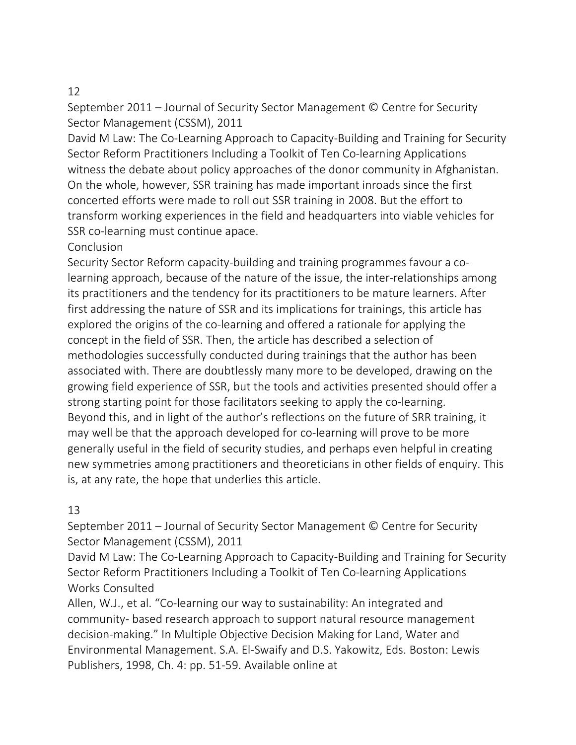witness the debate about policy approaches of the donor community in Afghanistan. On the whole, however, SSR training has made important inroads since the first concerted efforts were made to roll out SSR training in 2008. But the effort to transform working experiences in the field and headquarters into viable vehicles for SSR co-learning must continue apace.

## Conclusion

Security Sector Reform capacity-building and training programmes favour a co-learning approach, because of the nature of the issue, the inter-relationships among its practitioners and the tendency for its practitioners to be mature learners. After first addressing the nature of SSR and its implications for trainings, this article has explored the origins of the co-learning and offered a rationale for applying the concept in the field of SSR. Then, the article has described a selection of methodologies successfully conducted during trainings that the author has been associated with. There are doubtlessly many more to be developed, drawing on the growing field experience of SSR, but the tools and activities presented should offer a strong starting point for those facilitators seeking to apply the co-learning.

Beyond this, and in light of the author's reflections on the future of SRR training, it may well be that the approach developed for co-learning will prove to be more generally useful in the field of security studies, and perhaps even helpful in creating new symmetries among practitioners and theoreticians in other fields of enquiry. This is, at any rate, the hope that underlies this article.

## Works Consulted

Allen, W.J., et al. "Co-learning our way to sustainability: An integrated and community- based research approach to support natural resource management decision-making." In Multiple Objective Decision Making for Land, Water and Environmental Management. S.A. El-Swaify and D.S. Yakowitz, Eds. Boston: Lewis Publishers, 1998, Ch. 4: pp. 51-59. Available online at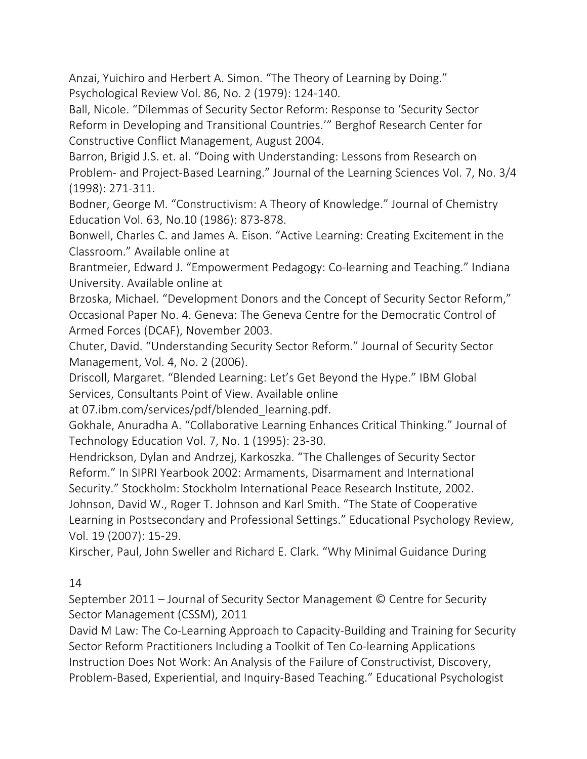Anzai, Yuichiro and Herbert A. Simon. "The Theory of Learning by Doing." Psychological Review Vol. 86, No. 2 (1979): 124-140.

Ball, Nicole. "Dilemmas of Security Sector Reform: Response to 'Security Sector Reform in Developing and Transitional Countries.'" Berghof Research Center for Constructive Conflict Management, August 2004.

Barron, Brigid J.S. et. al. "Doing with Understanding: Lessons from Research on Problem- and Project-Based Learning." Journal of the Learning Sciences Vol. 7, No. 3/4 (1998): 271-311.

Bodner, George M. "Constructivism: A Theory of Knowledge." Journal of Chemistry Education Vol. 63, No.10 (1986): 873-878.

Bonwell, Charles C. and James A. Eison. "Active Learning: Creating Excitement in the Classroom." Available online at

Brantmeier, Edward J. "Empowerment Pedagogy: Co-learning and Teaching." Indiana University. Available online at

Brzoska, Michael. "Development Donors and the Concept of Security Sector Reform," Occasional Paper No. 4. Geneva: The Geneva Centre for the Democratic Control of Armed Forces (DCAF), November 2003.

Chuter, David. "Understanding Security Sector Reform." Journal of Security Sector Management, Vol. 4, No. 2 (2006).

Driscoll, Margaret. "Blended Learning: Let's Get Beyond the Hype." IBM Global Services, Consultants Point of View. Available online at 07.ibm.com/services/pdf/blended_learning.pdf.

Gokhale, Anuradha A. "Collaborative Learning Enhances Critical Thinking." Journal of Technology Education Vol. 7, No. 1 (1995): 23-30.

Hendrickson, Dylan and Andrzej, Karkoszka. "The Challenges of Security Sector Reform." In SIPRI Yearbook 2002: Armaments, Disarmament and International Security." Stockholm: Stockholm International Peace Research Institute, 2002.

Johnson, David W., Roger T. Johnson and Karl Smith. "The State of Cooperative Learning in Postsecondary and Professional Settings." Educational Psychology Review, Vol. 19 (2007): 15-29.

Kirscher, Paul, John Sweller and Richard E. Clark. "Why Minimal Guidance During Instruction Does Not Work: An Analysis of the Failure of Constructivist, Discovery, Problem-Based, Experiential, and Inquiry-Based Teaching." Educational Psychologist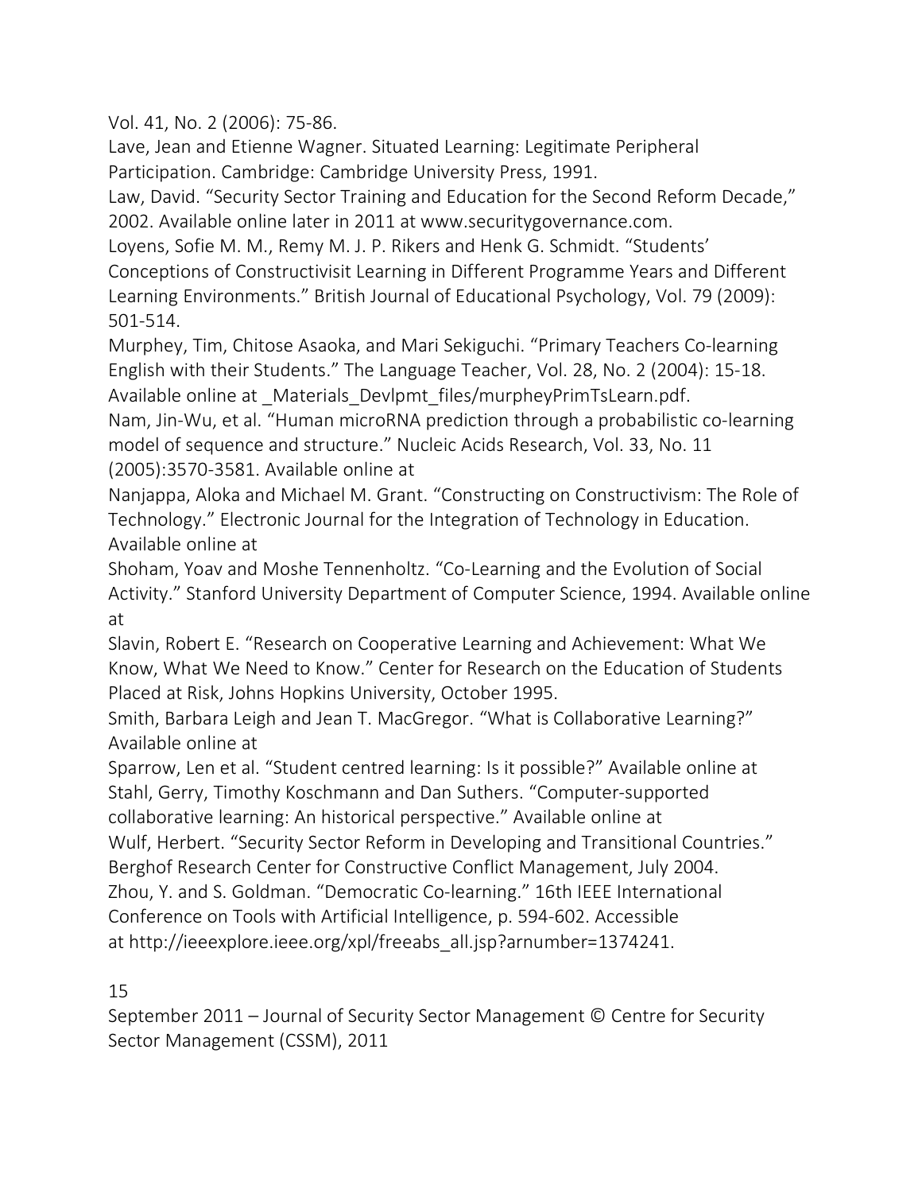Vol. 41, No. 2 (2006): 75-86.

Lave, Jean and Etienne Wagner. Situated Learning: Legitimate Peripheral Participation. Cambridge: Cambridge University Press, 1991.

Law, David. "Security Sector Training and Education for the Second Reform Decade," 2002. Available online later in 2011 at www.securitygovernance.com.

Loyens, Sofie M. M., Remy M. J. P. Rikers and Henk G. Schmidt. "Students' Conceptions of Constructivisit Learning in Different Programme Years and Different Learning Environments." British Journal of Educational Psychology, Vol. 79 (2009): 501-514.

Murphey, Tim, Chitose Asaoka, and Mari Sekiguchi. "Primary Teachers Co-learning English with their Students." The Language Teacher, Vol. 28, No. 2 (2004): 15-18. Available online at _Materials_Devlpmt_files/murpheyPrimTsLearn.pdf.

Nam, Jin-Wu, et al. "Human microRNA prediction through a probabilistic co-learning model of sequence and structure." Nucleic Acids Research, Vol. 33, No. 11 (2005):3570-3581. Available online at

Nanjappa, Aloka and Michael M. Grant. "Constructing on Constructivism: The Role of Technology." Electronic Journal for the Integration of Technology in Education. Available online at

Shoham, Yoav and Moshe Tennenholtz. "Co-Learning and the Evolution of Social Activity." Stanford University Department of Computer Science, 1994. Available online at

Slavin, Robert E. "Research on Cooperative Learning and Achievement: What We Know, What We Need to Know." Center for Research on the Education of Students Placed at Risk, Johns Hopkins University, October 1995.

Smith, Barbara Leigh and Jean T. MacGregor. "What is Collaborative Learning?" Available online at

Sparrow, Len et al. "Student centred learning: Is it possible?" Available online at

Stahl, Gerry, Timothy Koschmann and Dan Suthers. "Computer-supported collaborative learning: An historical perspective." Available online at

Wulf, Herbert. "Security Sector Reform in Developing and Transitional Countries." Berghof Research Center for Constructive Conflict Management, July 2004.

Zhou, Y. and S. Goldman. "Democratic Co-learning." 16th IEEE International Conference on Tools with Artificial Intelligence, p. 594-602. Accessible at http://ieeexplore.ieee.org/xpl/freeabs_all.jsp?arnumber=1374241.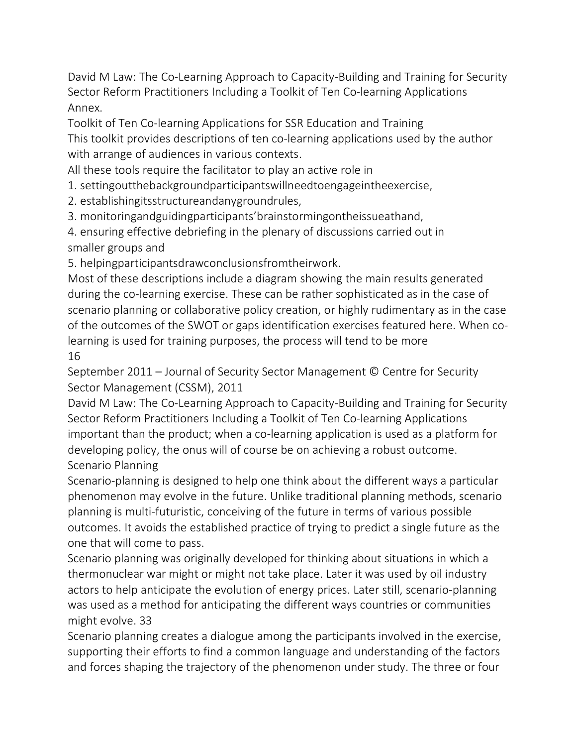## Annex.

### Toolkit of Ten Co-learning Applications for SSR Education and Training

This toolkit provides descriptions of ten co-learning applications used by the author with arrange of audiences in various contexts.

All these tools require the facilitator to play an active role in

1. settingoutthebackgroundparticipantswillneedtoengageintheexercise,
2. establishingitsstructureandanygroundrules,
3. monitoringandguidingparticipants'brainstormingontheissueathand,
4. ensuring effective debriefing in the plenary of discussions carried out in smaller groups and
5. helpingparticipantsdrawconclusionsfromtheirwork.

Most of these descriptions include a diagram showing the main results generated during the co-learning exercise. These can be rather sophisticated as in the case of scenario planning or collaborative policy creation, or highly rudimentary as in the case of the outcomes of the SWOT or gaps identification exercises featured here. When co-learning is used for training purposes, the process will tend to be more important than the product; when a co-learning application is used as a platform for developing policy, the onus will of course be on achieving a robust outcome.

### Scenario Planning

Scenario-planning is designed to help one think about the different ways a particular phenomenon may evolve in the future. Unlike traditional planning methods, scenario planning is multi-futuristic, conceiving of the future in terms of various possible outcomes. It avoids the established practice of trying to predict a single future as the one that will come to pass.

Scenario planning was originally developed for thinking about situations in which a thermonuclear war might or might not take place. Later it was used by oil industry actors to help anticipate the evolution of energy prices. Later still, scenario-planning was used as a method for anticipating the different ways countries or communities might evolve. [33]

Scenario planning creates a dialogue among the participants involved in the exercise, supporting their efforts to find a common language and understanding of the factors and forces shaping the trajectory of the phenomenon under study. The three or four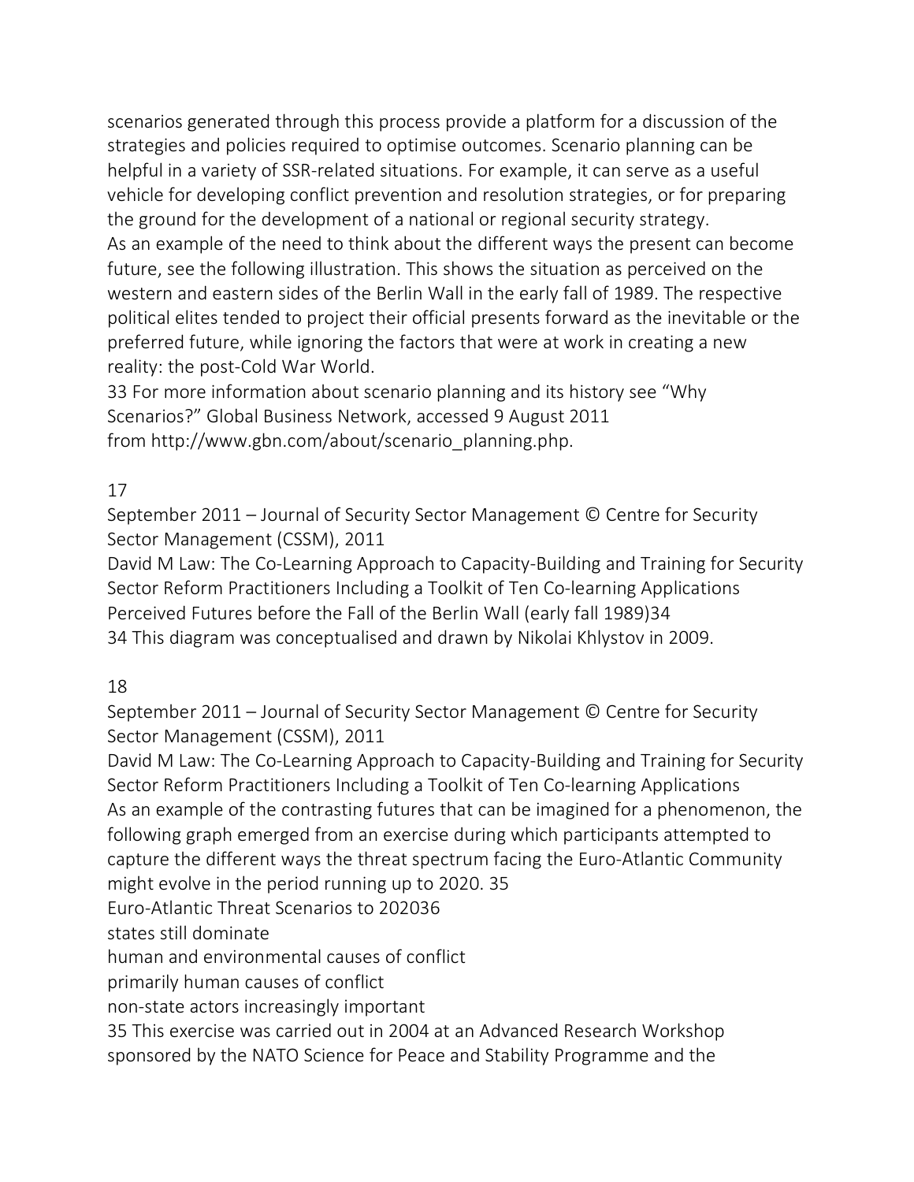scenarios generated through this process provide a platform for a discussion of the strategies and policies required to optimise outcomes. Scenario planning can be helpful in a variety of SSR-related situations. For example, it can serve as a useful vehicle for developing conflict prevention and resolution strategies, or for preparing the ground for the development of a national or regional security strategy.

As an example of the need to think about the different ways the present can become future, see the following illustration. This shows the situation as perceived on the western and eastern sides of the Berlin Wall in the early fall of 1989. The respective political elites tended to project their official presents forward as the inevitable or the preferred future, while ignoring the factors that were at work in creating a new reality: the post-Cold War World.

33 For more information about scenario planning and its history see "Why Scenarios?" Global Business Network, accessed 9 August 2011 from http://www.gbn.com/about/scenario_planning.php.

Perceived Futures before the Fall of the Berlin Wall (early fall 1989)[34]

34 This diagram was conceptualised and drawn by Nikolai Khlystov in 2009.

As an example of the contrasting futures that can be imagined for a phenomenon, the following graph emerged from an exercise during which participants attempted to capture the different ways the threat spectrum facing the Euro-Atlantic Community might evolve in the period running up to 2020.[35]

Euro-Atlantic Threat Scenarios to 2020[36]

states still dominate

human and environmental causes of conflict

primarily human causes of conflict

non-state actors increasingly important

35 This exercise was carried out in 2004 at an Advanced Research Workshop sponsored by the NATO Science for Peace and Stability Programme and the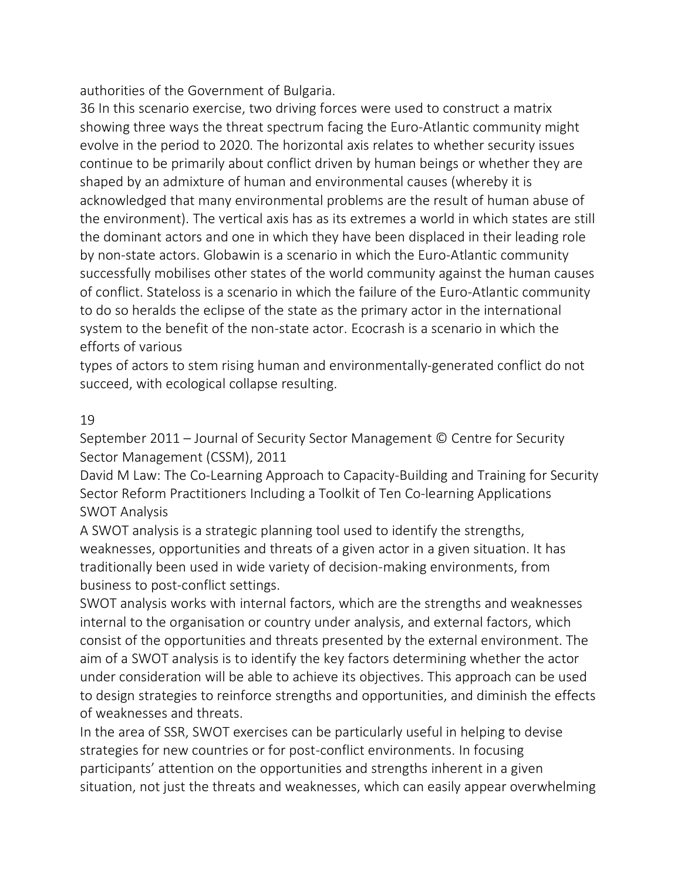authorities of the Government of Bulgaria.

36 In this scenario exercise, two driving forces were used to construct a matrix showing three ways the threat spectrum facing the Euro-Atlantic community might evolve in the period to 2020. The horizontal axis relates to whether security issues continue to be primarily about conflict driven by human beings or whether they are shaped by an admixture of human and environmental causes (whereby it is acknowledged that many environmental problems are the result of human abuse of the environment). The vertical axis has as its extremes a world in which states are still the dominant actors and one in which they have been displaced in their leading role by non-state actors. Globawin is a scenario in which the Euro-Atlantic community successfully mobilises other states of the world community against the human causes of conflict. Stateloss is a scenario in which the failure of the Euro-Atlantic community to do so heralds the eclipse of the state as the primary actor in the international system to the benefit of the non-state actor. Ecocrash is a scenario in which the efforts of various types of actors to stem rising human and environmentally-generated conflict do not succeed, with ecological collapse resulting.

## SWOT Analysis

A SWOT analysis is a strategic planning tool used to identify the strengths, weaknesses, opportunities and threats of a given actor in a given situation. It has traditionally been used in wide variety of decision-making environments, from business to post-conflict settings.

SWOT analysis works with internal factors, which are the strengths and weaknesses internal to the organisation or country under analysis, and external factors, which consist of the opportunities and threats presented by the external environment. The aim of a SWOT analysis is to identify the key factors determining whether the actor under consideration will be able to achieve its objectives. This approach can be used to design strategies to reinforce strengths and opportunities, and diminish the effects of weaknesses and threats.

In the area of SSR, SWOT exercises can be particularly useful in helping to devise strategies for new countries or for post-conflict environments. In focusing participants' attention on the opportunities and strengths inherent in a given situation, not just the threats and weaknesses, which can easily appear overwhelming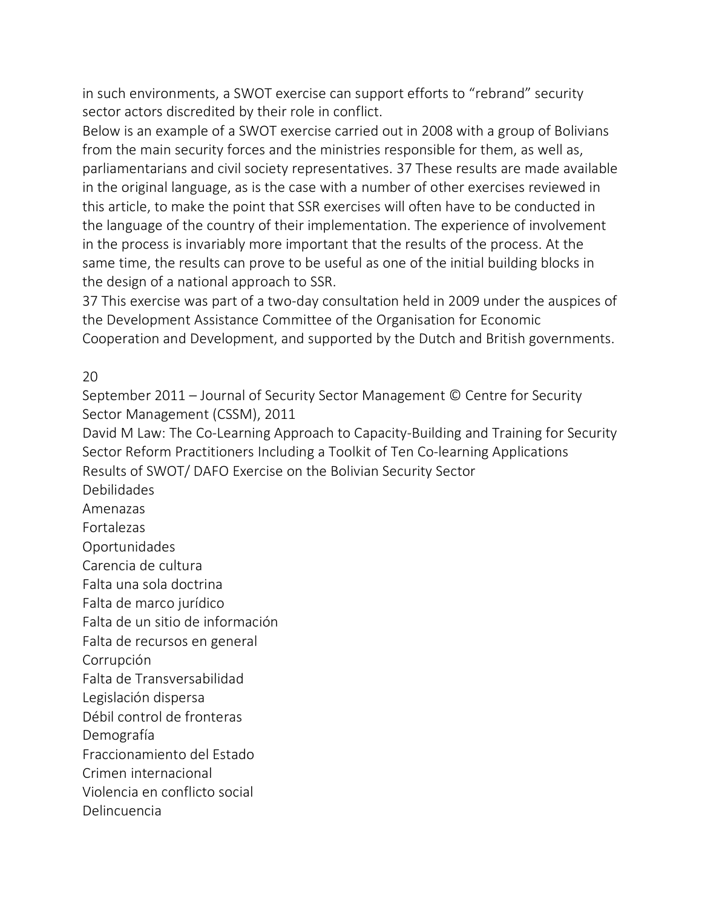in such environments, a SWOT exercise can support efforts to "rebrand" security sector actors discredited by their role in conflict.

Below is an example of a SWOT exercise carried out in 2008 with a group of Bolivians from the main security forces and the ministries responsible for them, as well as, parliamentarians and civil society representatives. [37] These results are made available in the original language, as is the case with a number of other exercises reviewed in this article, to make the point that SSR exercises will often have to be conducted in the language of the country of their implementation. The experience of involvement in the process is invariably more important that the results of the process. At the same time, the results can prove to be useful as one of the initial building blocks in the design of a national approach to SSR.

[37] This exercise was part of a two-day consultation held in 2009 under the auspices of the Development Assistance Committee of the Organisation for Economic Cooperation and Development, and supported by the Dutch and British governments.

Results of SWOT/ DAFO Exercise on the Bolivian Security Sector

Debilidades

Amenazas

Fortalezas

Oportunidades

Carencia de cultura

Falta una sola doctrina

Falta de marco jurídico

Falta de un sitio de información

Falta de recursos en general

Corrupción

Falta de Transversabilidad

Legislación dispersa

Débil control de fronteras

Demografía

Fraccionamiento del Estado

Crimen internacional

Violencia en conflicto social

Delincuencia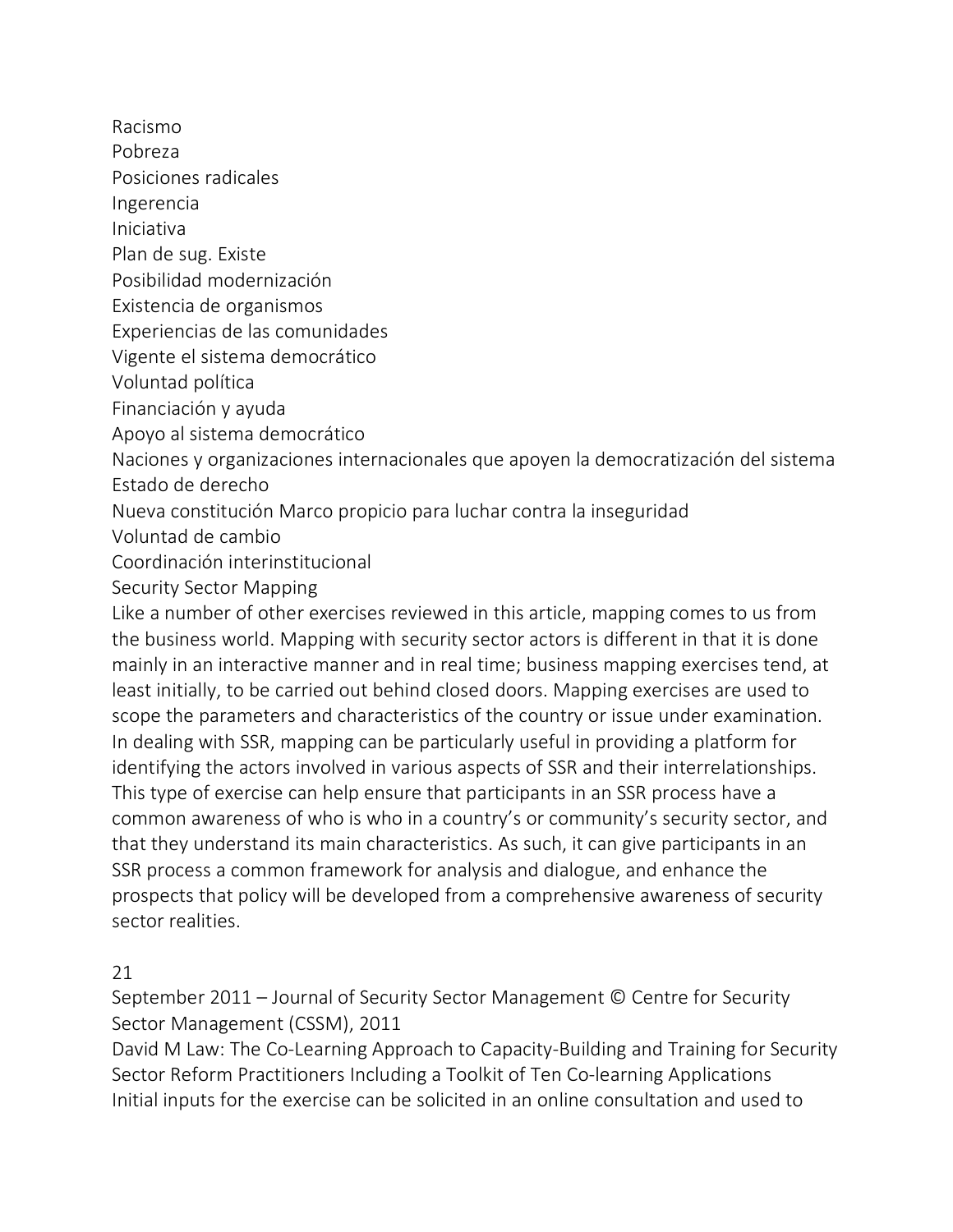Racismo
Pobreza
Posiciones radicales
Ingerencia
Iniciativa
Plan de sug. Existe
Posibilidad modernización
Existencia de organismos
Experiencias de las comunidades
Vigente el sistema democrático
Voluntad política
Financiación y ayuda
Apoyo al sistema democrático
Naciones y organizaciones internacionales que apoyen la democratización del sistema
Estado de derecho
Nueva constitución Marco propicio para luchar contra la inseguridad
Voluntad de cambio
Coordinación interinstitucional

## Security Sector Mapping

Like a number of other exercises reviewed in this article, mapping comes to us from the business world. Mapping with security sector actors is different in that it is done mainly in an interactive manner and in real time; business mapping exercises tend, at least initially, to be carried out behind closed doors. Mapping exercises are used to scope the parameters and characteristics of the country or issue under examination. In dealing with SSR, mapping can be particularly useful in providing a platform for identifying the actors involved in various aspects of SSR and their interrelationships. This type of exercise can help ensure that participants in an SSR process have a common awareness of who is who in a country's or community's security sector, and that they understand its main characteristics. As such, it can give participants in an SSR process a common framework for analysis and dialogue, and enhance the prospects that policy will be developed from a comprehensive awareness of security sector realities.

Initial inputs for the exercise can be solicited in an online consultation and used to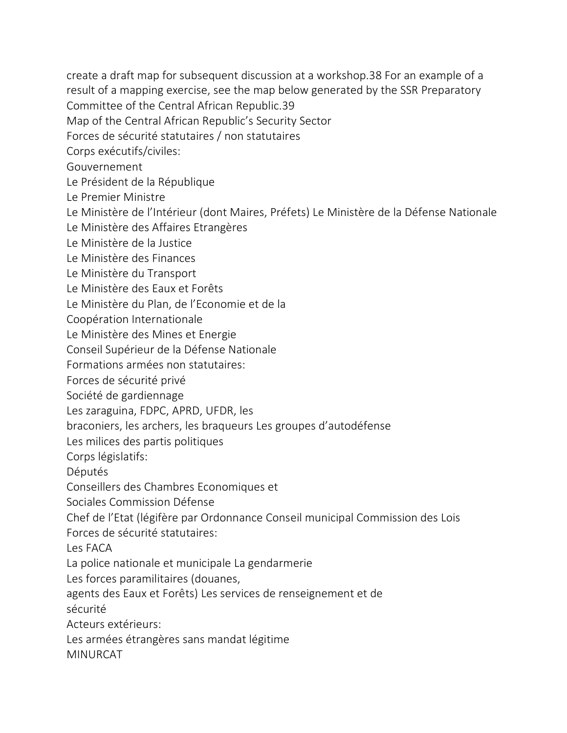create a draft map for subsequent discussion at a workshop.[38] For an example of a result of a mapping exercise, see the map below generated by the SSR Preparatory Committee of the Central African Republic.[39]

Map of the Central African Republic's Security Sector

Forces de sécurité statutaires / non statutaires

Corps exécutifs/civiles:

Gouvernement

Le Président de la République

Le Premier Ministre

Le Ministère de l'Intérieur (dont Maires, Préfets) Le Ministère de la Défense Nationale

Le Ministère des Affaires Etrangères

Le Ministère de la Justice

Le Ministère des Finances

Le Ministère du Transport

Le Ministère des Eaux et Forêts

Le Ministère du Plan, de l'Economie et de la Coopération Internationale

Le Ministère des Mines et Energie

Conseil Supérieur de la Défense Nationale

Formations armées non statutaires:

Forces de sécurité privé

Société de gardiennage

Les zaraguina, FDPC, APRD, UFDR, les braconiers, les archers, les braqueurs Les groupes d'autodéfense

Les milices des partis politiques

Corps législatifs:

Députés

Conseillers des Chambres Economiques et Sociales Commission Défense

Chef de l'Etat (légifère par Ordonnance Conseil municipal Commission des Lois

Forces de sécurité statutaires:

Les FACA

La police nationale et municipale La gendarmerie

Les forces paramilitaires (douanes, agents des Eaux et Forêts) Les services de renseignement et de sécurité

Acteurs extérieurs:

Les armées étrangères sans mandat légitime

MINURCAT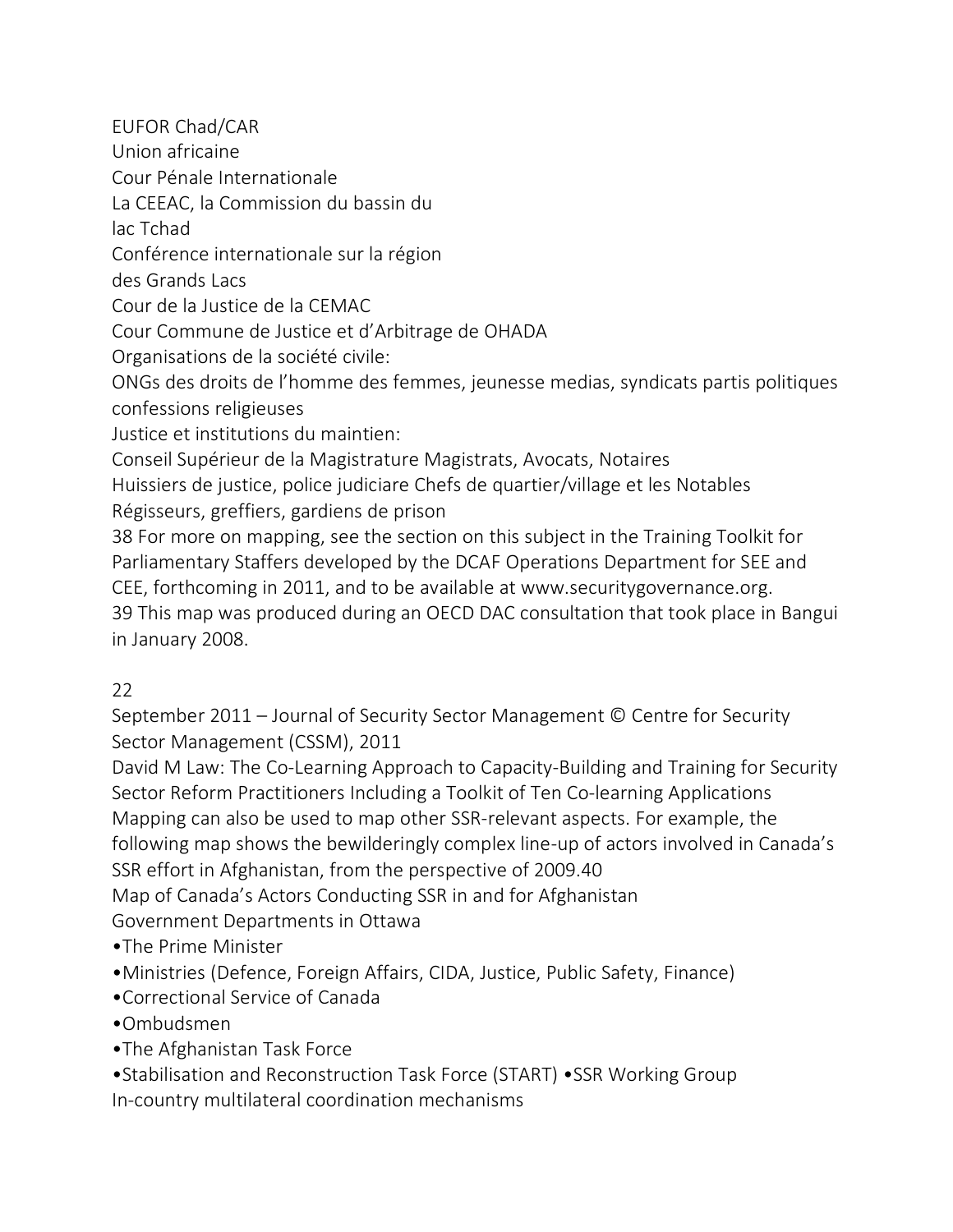EUFOR Chad/CAR
Union africaine
Cour Pénale Internationale
La CEEAC, la Commission du bassin du
lac Tchad
Conférence internationale sur la région
des Grands Lacs
Cour de la Justice de la CEMAC
Cour Commune de Justice et d'Arbitrage de OHADA
Organisations de la société civile:
ONGs des droits de l'homme des femmes, jeunesse medias, syndicats partis politiques confessions religieuses
Justice et institutions du maintien:
Conseil Supérieur de la Magistrature Magistrats, Avocats, Notaires
Huissiers de justice, police judiciare Chefs de quartier/village et les Notables
Régisseurs, greffiers, gardiens de prison

38 For more on mapping, see the section on this subject in the Training Toolkit for Parliamentary Staffers developed by the DCAF Operations Department for SEE and CEE, forthcoming in 2011, and to be available at www.securitygovernance.org.

39 This map was produced during an OECD DAC consultation that took place in Bangui in January 2008.

Mapping can also be used to map other SSR-relevant aspects. For example, the following map shows the bewilderingly complex line-up of actors involved in Canada's SSR effort in Afghanistan, from the perspective of 2009.[40]

Map of Canada's Actors Conducting SSR in and for Afghanistan

Government Departments in Ottawa

- The Prime Minister
- Ministries (Defence, Foreign Affairs, CIDA, Justice, Public Safety, Finance)
- Correctional Service of Canada
- Ombudsmen
- The Afghanistan Task Force
- Stabilisation and Reconstruction Task Force (START)
- SSR Working Group

In-country multilateral coordination mechanisms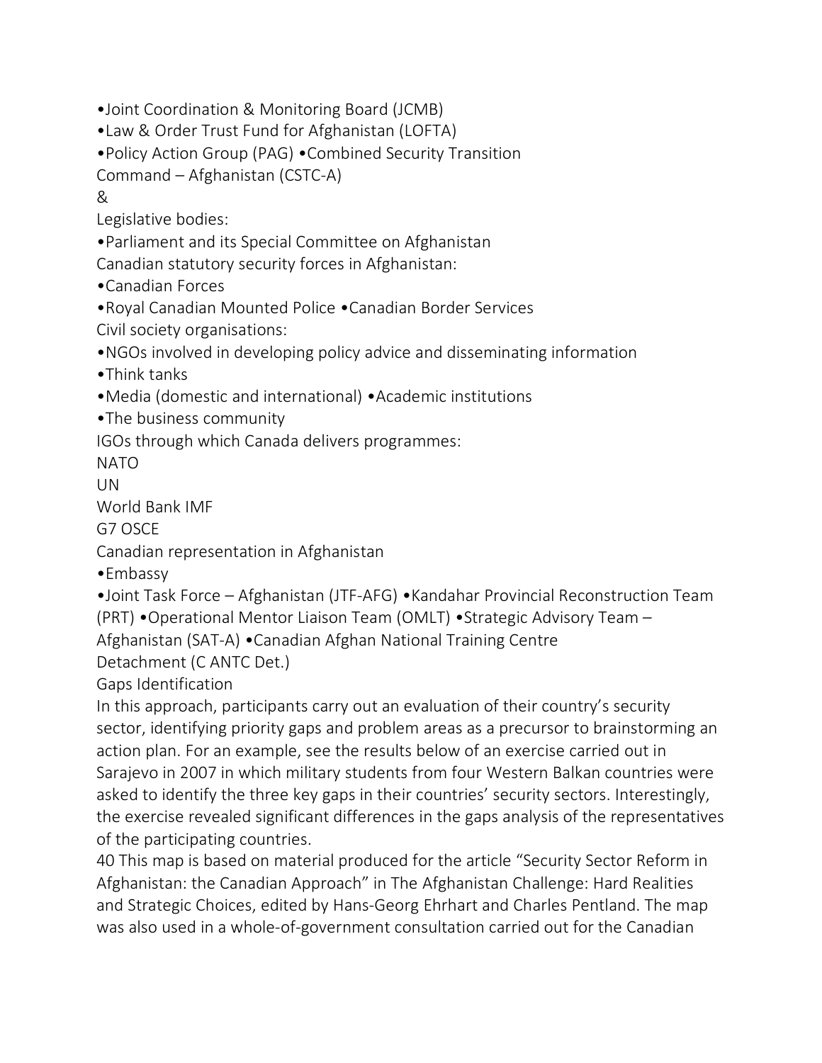•Joint Coordination & Monitoring Board (JCMB)

•Law & Order Trust Fund for Afghanistan (LOFTA)

•Policy Action Group (PAG) •Combined Security Transition Command – Afghanistan (CSTC-A)

&

Legislative bodies:

•Parliament and its Special Committee on Afghanistan

Canadian statutory security forces in Afghanistan:

•Canadian Forces

•Royal Canadian Mounted Police •Canadian Border Services

Civil society organisations:

•NGOs involved in developing policy advice and disseminating information

•Think tanks

•Media (domestic and international) •Academic institutions

•The business community

IGOs through which Canada delivers programmes:

NATO

UN

World Bank IMF

G7 OSCE

Canadian representation in Afghanistan

•Embassy

•Joint Task Force – Afghanistan (JTF-AFG) •Kandahar Provincial Reconstruction Team (PRT) •Operational Mentor Liaison Team (OMLT) •Strategic Advisory Team – Afghanistan (SAT-A) •Canadian Afghan National Training Centre Detachment (C ANTC Det.)

## Gaps Identification

In this approach, participants carry out an evaluation of their country's security sector, identifying priority gaps and problem areas as a precursor to brainstorming an action plan. For an example, see the results below of an exercise carried out in Sarajevo in 2007 in which military students from four Western Balkan countries were asked to identify the three key gaps in their countries' security sectors. Interestingly, the exercise revealed significant differences in the gaps analysis of the representatives of the participating countries.

40 This map is based on material produced for the article "Security Sector Reform in Afghanistan: the Canadian Approach" in The Afghanistan Challenge: Hard Realities and Strategic Choices, edited by Hans-Georg Ehrhart and Charles Pentland. The map was also used in a whole-of-government consultation carried out for the Canadian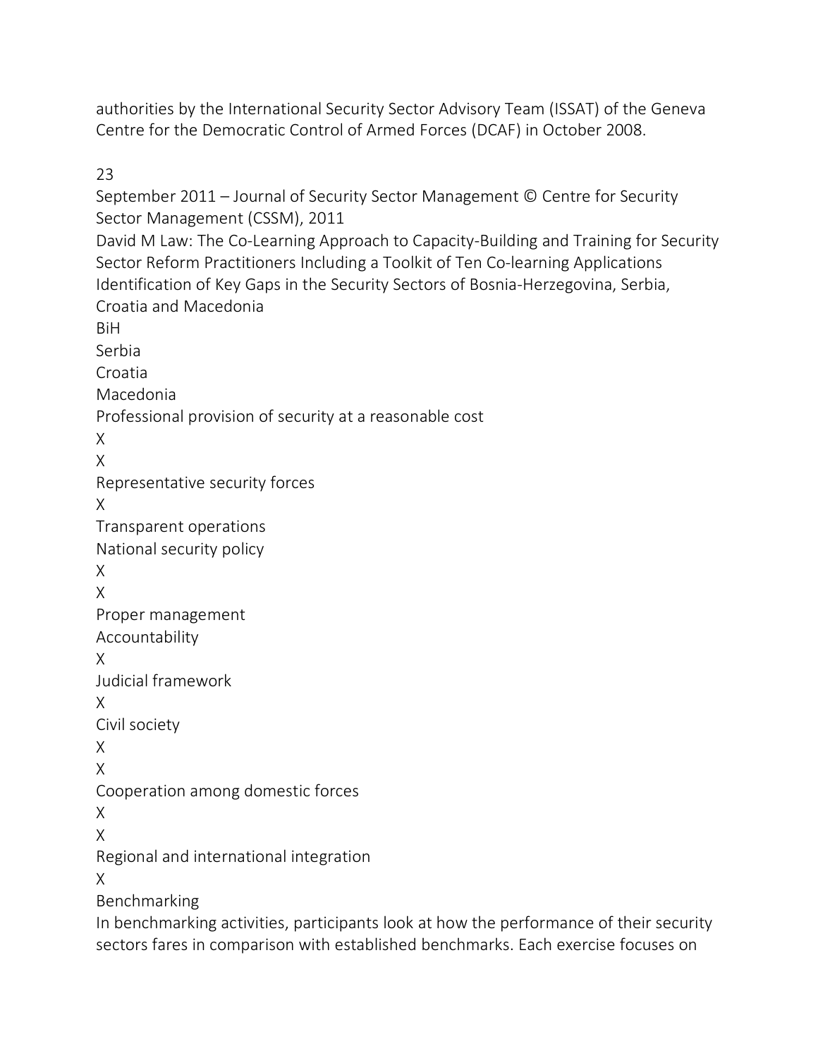authorities by the International Security Sector Advisory Team (ISSAT) of the Geneva Centre for the Democratic Control of Armed Forces (DCAF) in October 2008.

Identification of Key Gaps in the Security Sectors of Bosnia-Herzegovina, Serbia, Croatia and Macedonia

BiH
Serbia
Croatia
Macedonia

Professional provision of security at a reasonable cost
X
X

Representative security forces
X

Transparent operations

National security policy
X
X

Proper management

Accountability
X

Judicial framework
X

Civil society
X
X

Cooperation among domestic forces
X
X

Regional and international integration
X

## Benchmarking

In benchmarking activities, participants look at how the performance of their security sectors fares in comparison with established benchmarks. Each exercise focuses on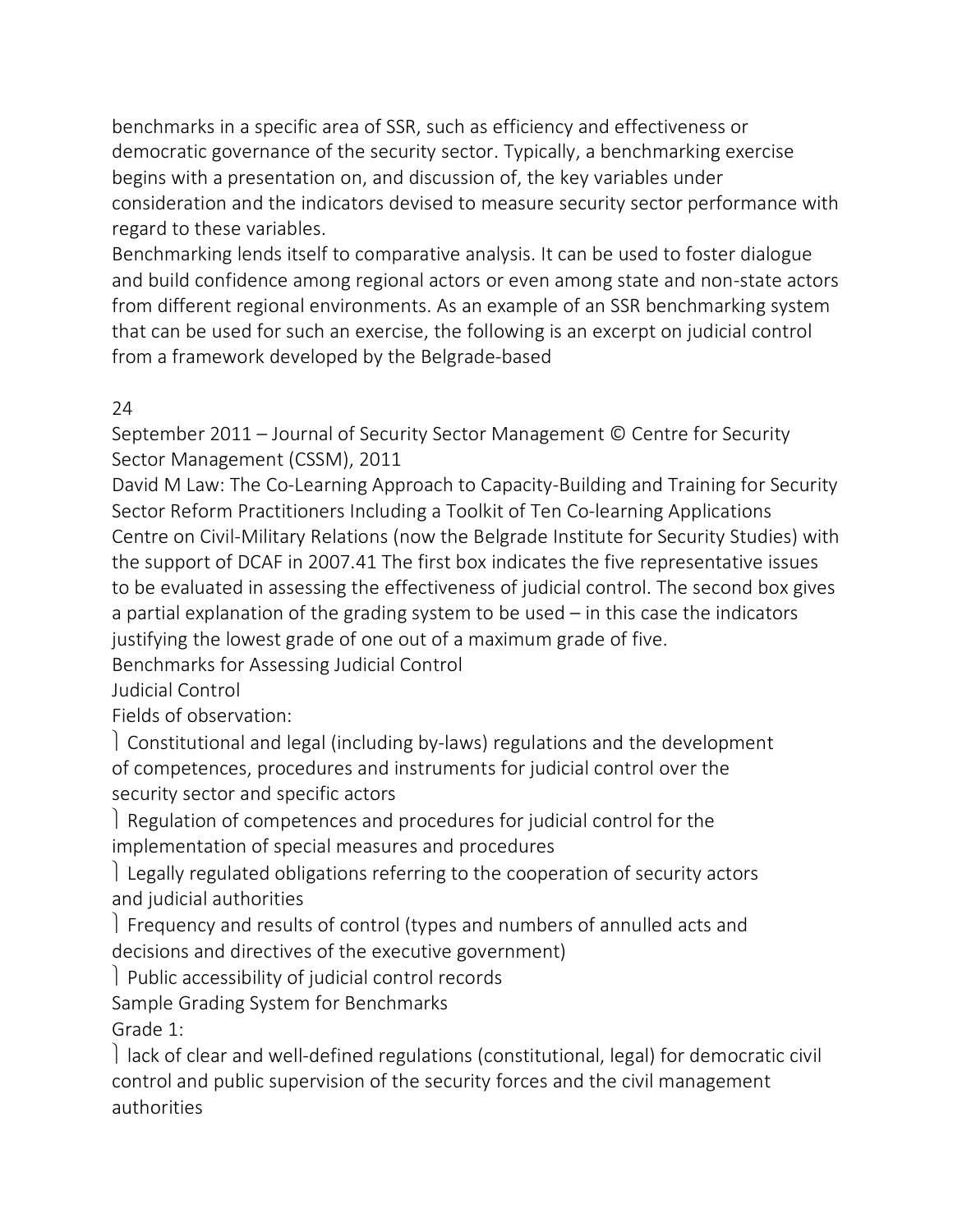benchmarks in a specific area of SSR, such as efficiency and effectiveness or democratic governance of the security sector. Typically, a benchmarking exercise begins with a presentation on, and discussion of, the key variables under consideration and the indicators devised to measure security sector performance with regard to these variables.

Benchmarking lends itself to comparative analysis. It can be used to foster dialogue and build confidence among regional actors or even among state and non-state actors from different regional environments. As an example of an SSR benchmarking system that can be used for such an exercise, the following is an excerpt on judicial control from a framework developed by the Belgrade-based Centre on Civil-Military Relations (now the Belgrade Institute for Security Studies) with the support of DCAF in 2007.[41] The first box indicates the five representative issues to be evaluated in assessing the effectiveness of judicial control. The second box gives a partial explanation of the grading system to be used – in this case the indicators justifying the lowest grade of one out of a maximum grade of five.

### Benchmarks for Assessing Judicial Control

**Judicial Control**

Fields of observation:

- Constitutional and legal (including by-laws) regulations and the development of competences, procedures and instruments for judicial control over the security sector and specific actors
- Regulation of competences and procedures for judicial control for the implementation of special measures and procedures
- Legally regulated obligations referring to the cooperation of security actors and judicial authorities
- Frequency and results of control (types and numbers of annulled acts and decisions and directives of the executive government)
- Public accessibility of judicial control records

### Sample Grading System for Benchmarks

Grade 1:

- lack of clear and well-defined regulations (constitutional, legal) for democratic civil control and public supervision of the security forces and the civil management authorities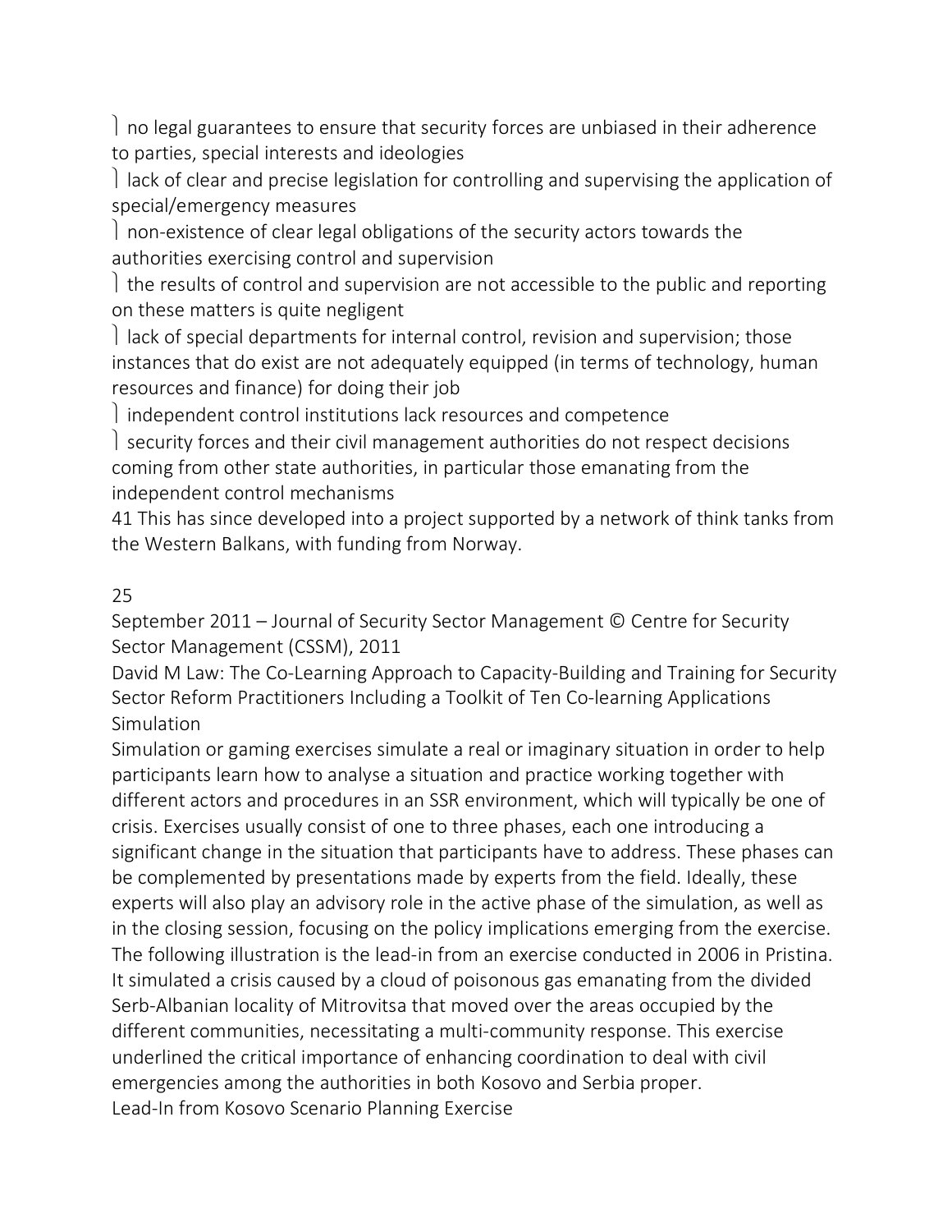- no legal guarantees to ensure that security forces are unbiased in their adherence to parties, special interests and ideologies
- lack of clear and precise legislation for controlling and supervising the application of special/emergency measures
- non-existence of clear legal obligations of the security actors towards the authorities exercising control and supervision
- the results of control and supervision are not accessible to the public and reporting on these matters is quite negligent
- lack of special departments for internal control, revision and supervision; those instances that do exist are not adequately equipped (in terms of technology, human resources and finance) for doing their job
- independent control institutions lack resources and competence
- security forces and their civil management authorities do not respect decisions coming from other state authorities, in particular those emanating from the independent control mechanisms

41 This has since developed into a project supported by a network of think tanks from the Western Balkans, with funding from Norway.

### Simulation

Simulation or gaming exercises simulate a real or imaginary situation in order to help participants learn how to analyse a situation and practice working together with different actors and procedures in an SSR environment, which will typically be one of crisis. Exercises usually consist of one to three phases, each one introducing a significant change in the situation that participants have to address. These phases can be complemented by presentations made by experts from the field. Ideally, these experts will also play an advisory role in the active phase of the simulation, as well as in the closing session, focusing on the policy implications emerging from the exercise. The following illustration is the lead-in from an exercise conducted in 2006 in Pristina. It simulated a crisis caused by a cloud of poisonous gas emanating from the divided Serb-Albanian locality of Mitrovitsa that moved over the areas occupied by the different communities, necessitating a multi-community response. This exercise underlined the critical importance of enhancing coordination to deal with civil emergencies among the authorities in both Kosovo and Serbia proper.

Lead-In from Kosovo Scenario Planning Exercise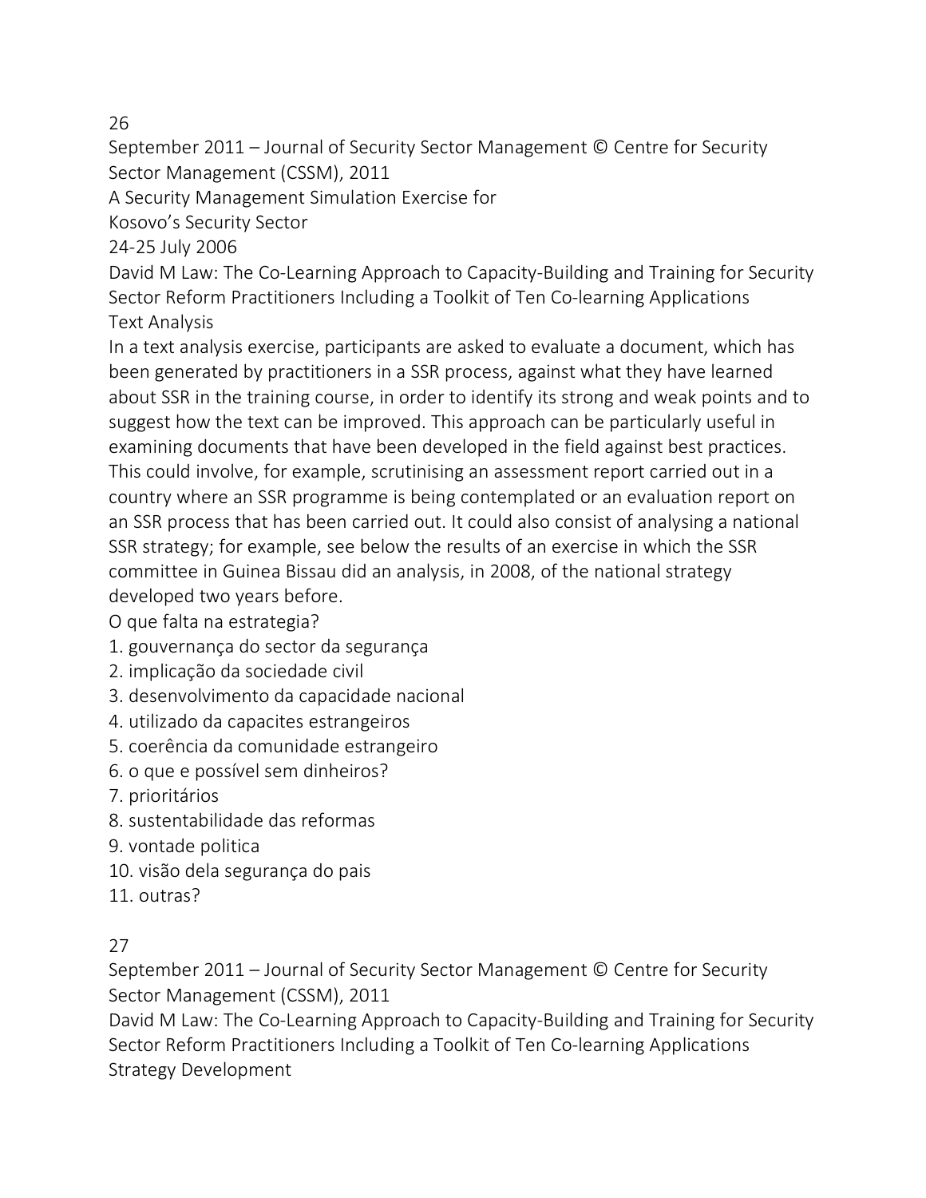A Security Management Simulation Exercise for
Kosovo's Security Sector
24-25 July 2006

### Text Analysis

In a text analysis exercise, participants are asked to evaluate a document, which has been generated by practitioners in a SSR process, against what they have learned about SSR in the training course, in order to identify its strong and weak points and to suggest how the text can be improved. This approach can be particularly useful in examining documents that have been developed in the field against best practices. This could involve, for example, scrutinising an assessment report carried out in a country where an SSR programme is being contemplated or an evaluation report on an SSR process that has been carried out. It could also consist of analysing a national SSR strategy; for example, see below the results of an exercise in which the SSR committee in Guinea Bissau did an analysis, in 2008, of the national strategy developed two years before.

O que falta na estrategia?

1. gouvernança do sector da segurança
2. implicação da sociedade civil
3. desenvolvimento da capacidade nacional
4. utilizado da capacites estrangeiros
5. coerência da comunidade estrangeiro
6. o que e possível sem dinheiros?
7. prioritários
8. sustentabilidade das reformas
9. vontade politica
10. visão dela segurança do pais
11. outras?

### Strategy Development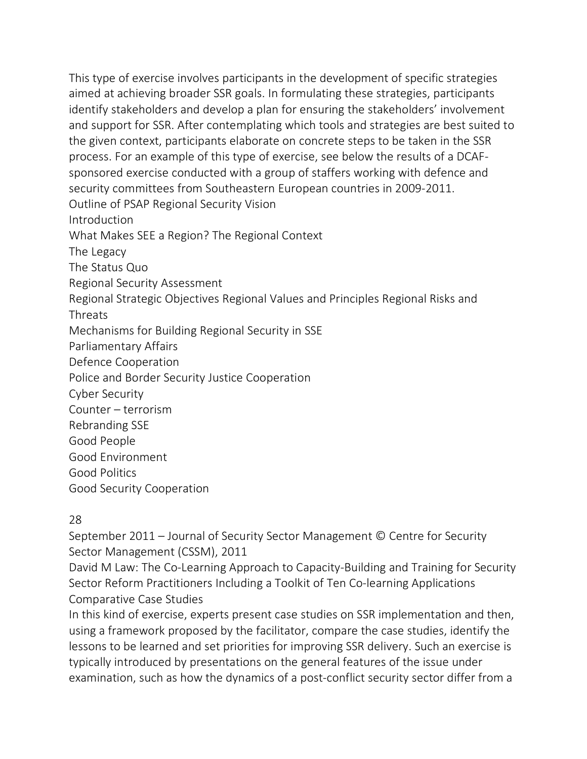This type of exercise involves participants in the development of specific strategies aimed at achieving broader SSR goals. In formulating these strategies, participants identify stakeholders and develop a plan for ensuring the stakeholders' involvement and support for SSR. After contemplating which tools and strategies are best suited to the given context, participants elaborate on concrete steps to be taken in the SSR process. For an example of this type of exercise, see below the results of a DCAF-sponsored exercise conducted with a group of staffers working with defence and security committees from Southeastern European countries in 2009-2011.

Outline of PSAP Regional Security Vision

Introduction

What Makes SEE a Region? The Regional Context

The Legacy

The Status Quo

Regional Security Assessment

Regional Strategic Objectives Regional Values and Principles Regional Risks and Threats

Mechanisms for Building Regional Security in SSE

Parliamentary Affairs

Defence Cooperation

Police and Border Security Justice Cooperation

Cyber Security

Counter – terrorism

Rebranding SSE

Good People

Good Environment

Good Politics

Good Security Cooperation

Comparative Case Studies

In this kind of exercise, experts present case studies on SSR implementation and then, using a framework proposed by the facilitator, compare the case studies, identify the lessons to be learned and set priorities for improving SSR delivery. Such an exercise is typically introduced by presentations on the general features of the issue under examination, such as how the dynamics of a post-conflict security sector differ from a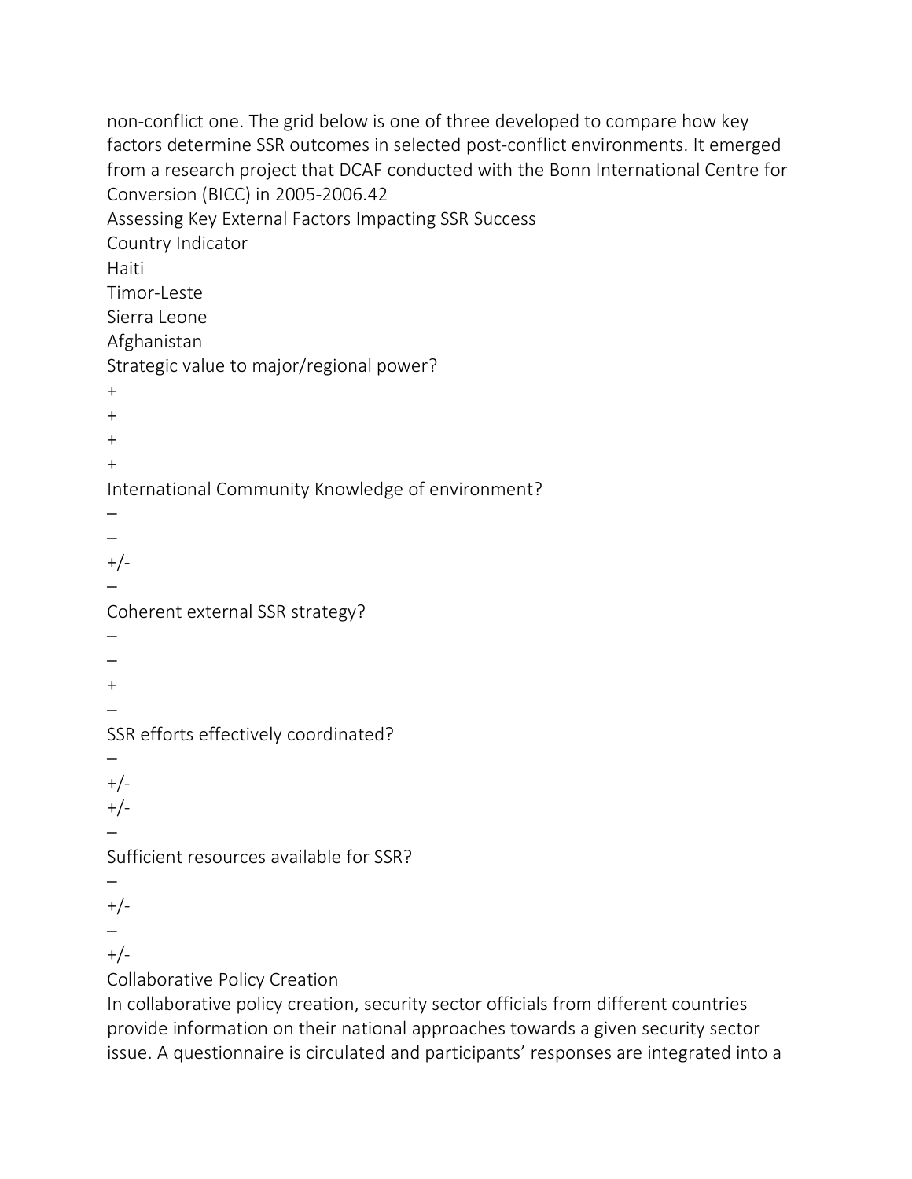non-conflict one. The grid below is one of three developed to compare how key factors determine SSR outcomes in selected post-conflict environments. It emerged from a research project that DCAF conducted with the Bonn International Centre for Conversion (BICC) in 2005-2006.[42]

Assessing Key External Factors Impacting SSR Success

| Country Indicator | Haiti | Timor-Leste | Sierra Leone | Afghanistan |
|---|---|---|---|---|
| Strategic value to major/regional power? | + | + | + | + |
| International Community Knowledge of environment? | – | – | +/- | – |
| Coherent external SSR strategy? | – | – | + | – |
| SSR efforts effectively coordinated? | – | +/- | +/- | – |
| Sufficient resources available for SSR? | – | +/- | – | +/- |

## Collaborative Policy Creation

In collaborative policy creation, security sector officials from different countries provide information on their national approaches towards a given security sector issue. A questionnaire is circulated and participants' responses are integrated into a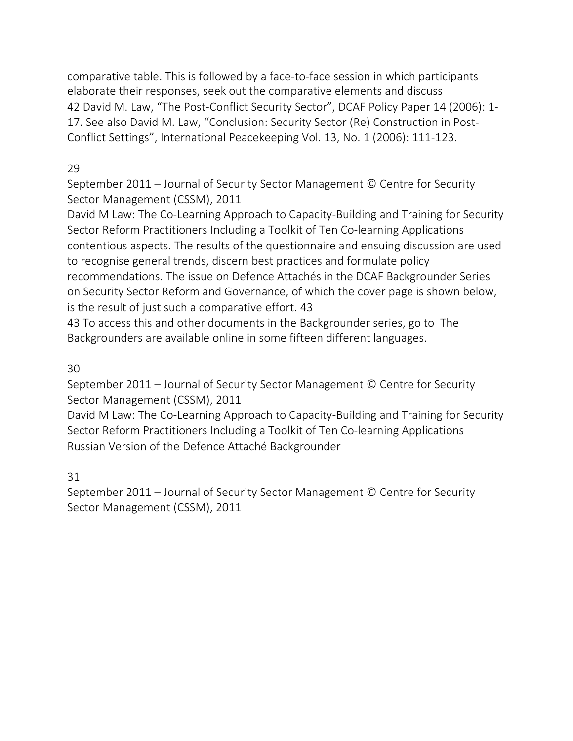comparative table. This is followed by a face-to-face session in which participants elaborate their responses, seek out the comparative elements and discuss

42 David M. Law, "The Post-Conflict Security Sector", DCAF Policy Paper 14 (2006): 1-17. See also David M. Law, "Conclusion: Security Sector (Re) Construction in Post-Conflict Settings", International Peacekeeping Vol. 13, No. 1 (2006): 111-123.

contentious aspects. The results of the questionnaire and ensuing discussion are used to recognise general trends, discern best practices and formulate policy recommendations. The issue on Defence Attachés in the DCAF Backgrounder Series on Security Sector Reform and Governance, of which the cover page is shown below, is the result of just such a comparative effort. 43

43 To access this and other documents in the Backgrounder series, go to  The Backgrounders are available online in some fifteen different languages.

Russian Version of the Defence Attaché Backgrounder